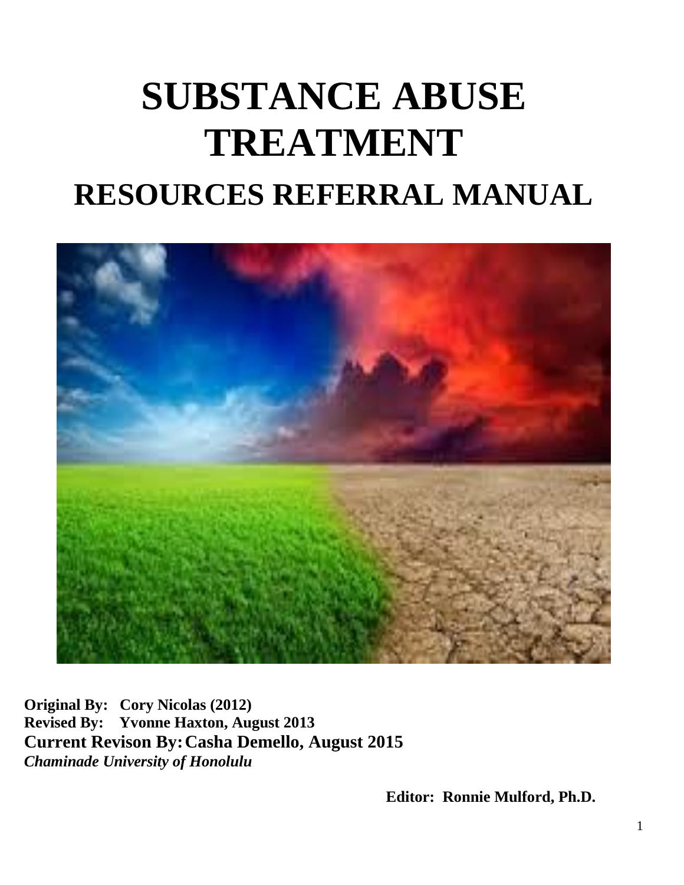# SUBSTANCE ABUSE TREATMENT

## RESOURCES REFERRAL MANUAL

**Original By: Cory Nicolas (2012)**
**Revised By: Yvonne Haxton, August 2013**
**Current Revison By: Casha Demello, August 2015**
***Chaminade University of Honolulu***

**Editor: Ronnie Mulford, Ph.D.**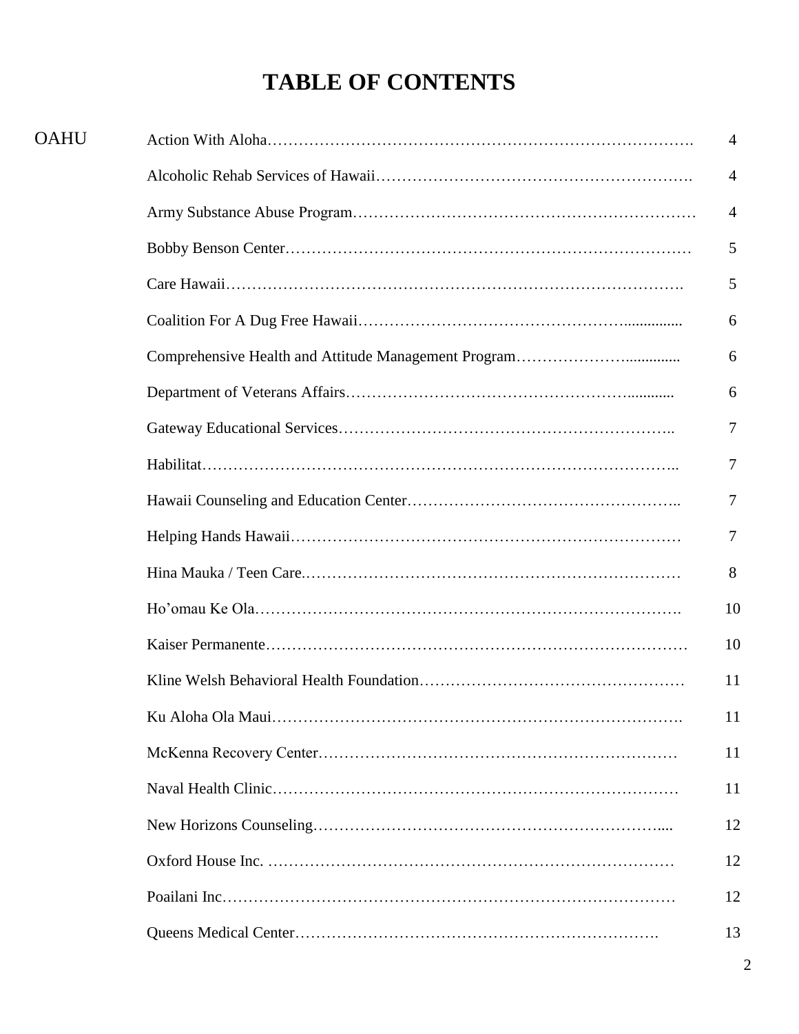# TABLE OF CONTENTS

| | | |
|---|---|---|
| OAHU | Action With Aloha | 4 |
| | Alcoholic Rehab Services of Hawaii | 4 |
| | Army Substance Abuse Program | 4 |
| | Bobby Benson Center | 5 |
| | Care Hawaii | 5 |
| | Coalition For A Dug Free Hawaii | 6 |
| | Comprehensive Health and Attitude Management Program | 6 |
| | Department of Veterans Affairs | 6 |
| | Gateway Educational Services | 7 |
| | Habilitat | 7 |
| | Hawaii Counseling and Education Center | 7 |
| | Helping Hands Hawaii | 7 |
| | Hina Mauka / Teen Care | 8 |
| | Ho'omau Ke Ola | 10 |
| | Kaiser Permanente | 10 |
| | Kline Welsh Behavioral Health Foundation | 11 |
| | Ku Aloha Ola Maui | 11 |
| | McKenna Recovery Center | 11 |
| | Naval Health Clinic | 11 |
| | New Horizons Counseling | 12 |
| | Oxford House Inc. | 12 |
| | Poailani Inc | 12 |
| | Queens Medical Center | 13 |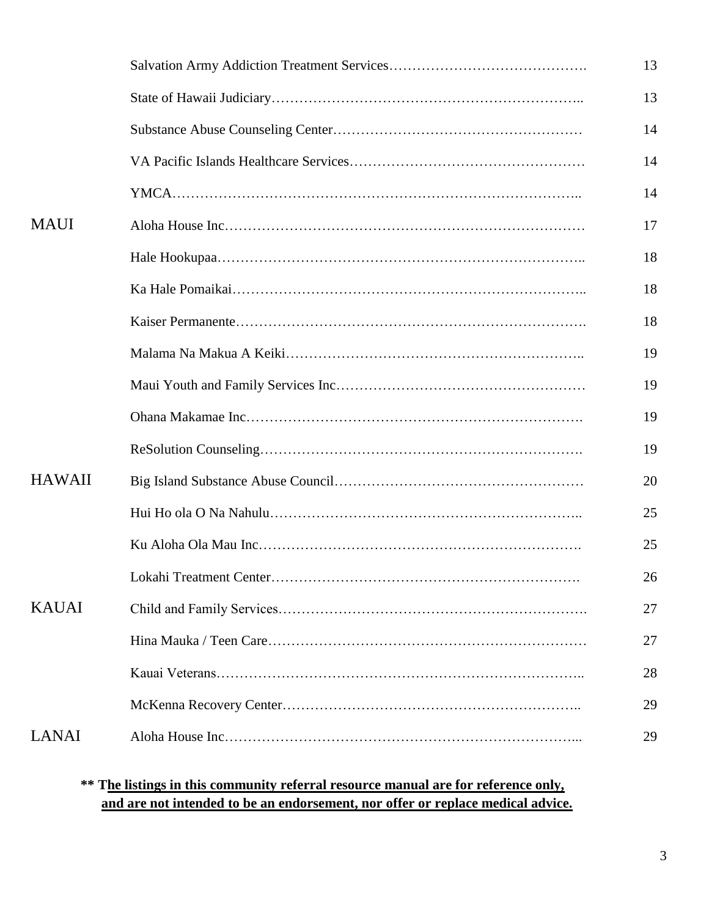| | | |
|---|---|---|
| | Salvation Army Addiction Treatment Services | 13 |
| | State of Hawaii Judiciary | 13 |
| | Substance Abuse Counseling Center | 14 |
| | VA Pacific Islands Healthcare Services | 14 |
| | YMCA | 14 |
| MAUI | Aloha House Inc | 17 |
| | Hale Hookupaa | 18 |
| | Ka Hale Pomaikai | 18 |
| | Kaiser Permanente | 18 |
| | Malama Na Makua A Keiki | 19 |
| | Maui Youth and Family Services Inc | 19 |
| | Ohana Makamae Inc | 19 |
| | ReSolution Counseling | 19 |
| HAWAII | Big Island Substance Abuse Council | 20 |
| | Hui Ho ola O Na Nahulu | 25 |
| | Ku Aloha Ola Mau Inc | 25 |
| | Lokahi Treatment Center | 26 |
| KAUAI | Child and Family Services | 27 |
| | Hina Mauka / Teen Care | 27 |
| | Kauai Veterans | 28 |
| | McKenna Recovery Center | 29 |
| LANAI | Aloha House Inc | 29 |

**\*\* The listings in this community referral resource manual are for reference only, and are not intended to be an endorsement, nor offer or replace medical advice.**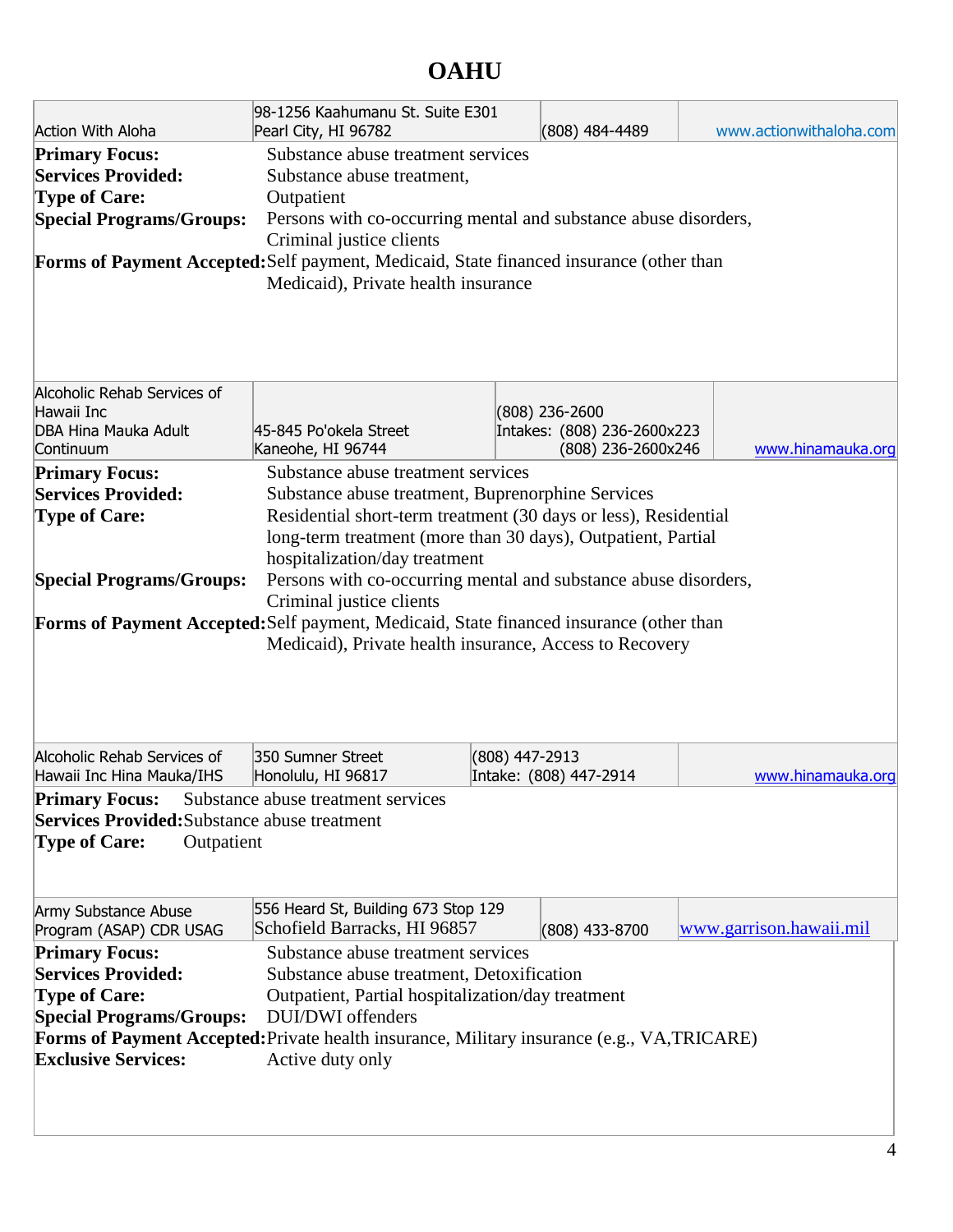# OAHU

| Action With Aloha | 98-1256 Kaahumanu St. Suite E301<br>Pearl City, HI 96782 | (808) 484-4489 | www.actionwithaloha.com |
|---|---|---|---|

**Primary Focus:** Substance abuse treatment services
**Services Provided:** Substance abuse treatment,
**Type of Care:** Outpatient
**Special Programs/Groups:** Persons with co-occurring mental and substance abuse disorders, Criminal justice clients
**Forms of Payment Accepted:** Self payment, Medicaid, State financed insurance (other than Medicaid), Private health insurance

| Alcoholic Rehab Services of Hawaii Inc<br>DBA Hina Mauka Adult Continuum | 45-845 Po'okela Street<br>Kaneohe, HI 96744 | (808) 236-2600<br>Intakes: (808) 236-2600x223<br>(808) 236-2600x246 | www.hinamauka.org |
|---|---|---|---|

**Primary Focus:** Substance abuse treatment services
**Services Provided:** Substance abuse treatment, Buprenorphine Services
**Type of Care:** Residential short-term treatment (30 days or less), Residential long-term treatment (more than 30 days), Outpatient, Partial hospitalization/day treatment
**Special Programs/Groups:** Persons with co-occurring mental and substance abuse disorders, Criminal justice clients
**Forms of Payment Accepted:** Self payment, Medicaid, State financed insurance (other than Medicaid), Private health insurance, Access to Recovery

| Alcoholic Rehab Services of Hawaii Inc Hina Mauka/IHS | 350 Sumner Street<br>Honolulu, HI 96817 | (808) 447-2913<br>Intake: (808) 447-2914 | www.hinamauka.org |
|---|---|---|---|

**Primary Focus:** Substance abuse treatment services
**Services Provided:** Substance abuse treatment
**Type of Care:** Outpatient

| Army Substance Abuse Program (ASAP) CDR USAG | 556 Heard St, Building 673 Stop 129<br>Schofield Barracks, HI 96857 | (808) 433-8700 | www.garrison.hawaii.mil |
|---|---|---|---|

**Primary Focus:** Substance abuse treatment services
**Services Provided:** Substance abuse treatment, Detoxification
**Type of Care:** Outpatient, Partial hospitalization/day treatment
**Special Programs/Groups:** DUI/DWI offenders
**Forms of Payment Accepted:** Private health insurance, Military insurance (e.g., VA,TRICARE)
**Exclusive Services:** Active duty only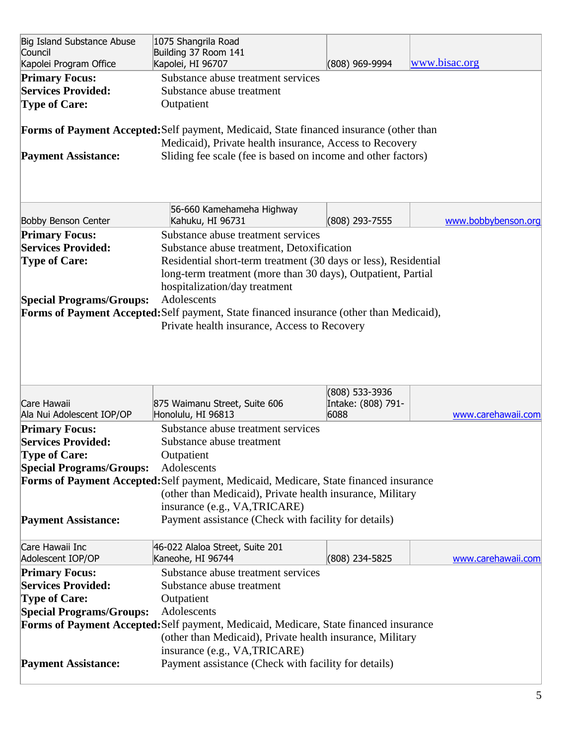| Big Island Substance Abuse Council<br>Kapolei Program Office | 1075 Shangrila Road<br>Building 37 Room 141<br>Kapolei, HI 96707 | (808) 969-9994 | www.bisac.org |
|---|---|---|---|

**Primary Focus:** Substance abuse treatment services
**Services Provided:** Substance abuse treatment
**Type of Care:** Outpatient

**Forms of Payment Accepted:** Self payment, Medicaid, State financed insurance (other than Medicaid), Private health insurance, Access to Recovery
**Payment Assistance:** Sliding fee scale (fee is based on income and other factors)

| Bobby Benson Center | 56-660 Kamehameha Highway<br>Kahuku, HI 96731 | (808) 293-7555 | www.bobbybenson.org |
|---|---|---|---|

**Primary Focus:** Substance abuse treatment services
**Services Provided:** Substance abuse treatment, Detoxification
**Type of Care:** Residential short-term treatment (30 days or less), Residential long-term treatment (more than 30 days), Outpatient, Partial hospitalization/day treatment
**Special Programs/Groups:** Adolescents
**Forms of Payment Accepted:** Self payment, State financed insurance (other than Medicaid), Private health insurance, Access to Recovery

| Care Hawaii<br>Ala Nui Adolescent IOP/OP | 875 Waimanu Street, Suite 606<br>Honolulu, HI 96813 | (808) 533-3936<br>Intake: (808) 791-6088 | www.carehawaii.com |
|---|---|---|---|

**Primary Focus:** Substance abuse treatment services
**Services Provided:** Substance abuse treatment
**Type of Care:** Outpatient
**Special Programs/Groups:** Adolescents
**Forms of Payment Accepted:** Self payment, Medicaid, Medicare, State financed insurance (other than Medicaid), Private health insurance, Military insurance (e.g., VA,TRICARE)
**Payment Assistance:** Payment assistance (Check with facility for details)

| Care Hawaii Inc<br>Adolescent IOP/OP | 46-022 Alaloa Street, Suite 201<br>Kaneohe, HI 96744 | (808) 234-5825 | www.carehawaii.com |
|---|---|---|---|

**Primary Focus:** Substance abuse treatment services
**Services Provided:** Substance abuse treatment
**Type of Care:** Outpatient
**Special Programs/Groups:** Adolescents
**Forms of Payment Accepted:** Self payment, Medicaid, Medicare, State financed insurance (other than Medicaid), Private health insurance, Military insurance (e.g., VA,TRICARE)
**Payment Assistance:** Payment assistance (Check with facility for details)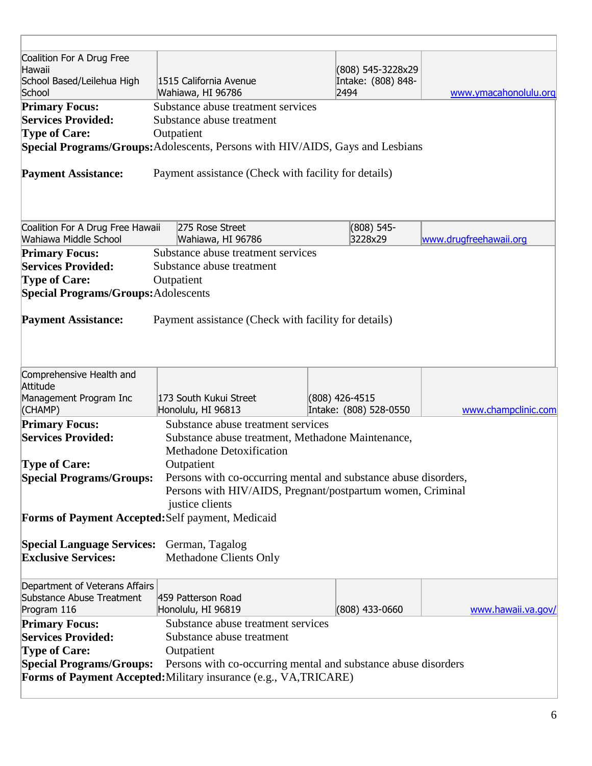| | | | |
|---|---|---|---|
| Coalition For A Drug Free Hawaii School Based/Leilehua High School | 1515 California Avenue Wahiawa, HI 96786 | (808) 545-3228x29 Intake: (808) 848-2494 | www.ymacahonolulu.org |

**Primary Focus:** Substance abuse treatment services
**Services Provided:** Substance abuse treatment
**Type of Care:** Outpatient
**Special Programs/Groups:** Adolescents, Persons with HIV/AIDS, Gays and Lesbians

**Payment Assistance:** Payment assistance (Check with facility for details)

| | | | |
|---|---|---|---|
| Coalition For A Drug Free Hawaii Wahiawa Middle School | 275 Rose Street Wahiawa, HI 96786 | (808) 545-3228x29 | www.drugfreehawaii.org |

**Primary Focus:** Substance abuse treatment services
**Services Provided:** Substance abuse treatment
**Type of Care:** Outpatient
**Special Programs/Groups:** Adolescents

**Payment Assistance:** Payment assistance (Check with facility for details)

| | | | |
|---|---|---|---|
| Comprehensive Health and Attitude Management Program Inc (CHAMP) | 173 South Kukui Street Honolulu, HI 96813 | (808) 426-4515 Intake: (808) 528-0550 | www.champclinic.com |

**Primary Focus:** Substance abuse treatment services
**Services Provided:** Substance abuse treatment, Methadone Maintenance, Methadone Detoxification
**Type of Care:** Outpatient
**Special Programs/Groups:** Persons with co-occurring mental and substance abuse disorders, Persons with HIV/AIDS, Pregnant/postpartum women, Criminal justice clients
**Forms of Payment Accepted:** Self payment, Medicaid

**Special Language Services:** German, Tagalog
**Exclusive Services:** Methadone Clients Only

| | | | |
|---|---|---|---|
| Department of Veterans Affairs Substance Abuse Treatment Program 116 | 459 Patterson Road Honolulu, HI 96819 | (808) 433-0660 | www.hawaii.va.gov/ |

**Primary Focus:** Substance abuse treatment services
**Services Provided:** Substance abuse treatment
**Type of Care:** Outpatient
**Special Programs/Groups:** Persons with co-occurring mental and substance abuse disorders
**Forms of Payment Accepted:** Military insurance (e.g., VA,TRICARE)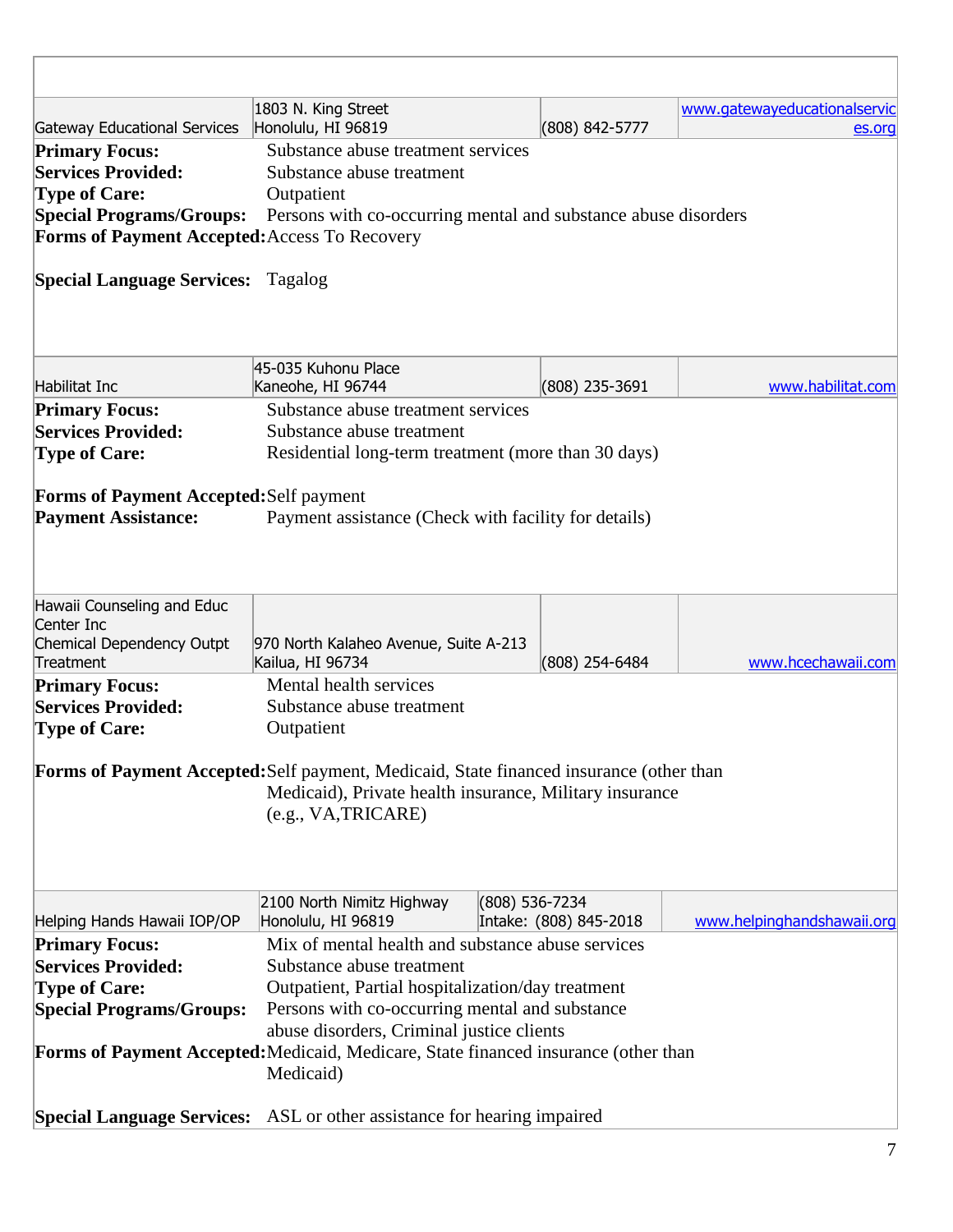| Gateway Educational Services | 1803 N. King Street<br>Honolulu, HI 96819 | (808) 842-5777 | www.gatewayeducationalservices.org |
|---|---|---|---|

**Primary Focus:** Substance abuse treatment services
**Services Provided:** Substance abuse treatment
**Type of Care:** Outpatient
**Special Programs/Groups:** Persons with co-occurring mental and substance abuse disorders
**Forms of Payment Accepted:** Access To Recovery

**Special Language Services:** Tagalog

| Habilitat Inc | 45-035 Kuhonu Place<br>Kaneohe, HI 96744 | (808) 235-3691 | www.habilitat.com |
|---|---|---|---|

**Primary Focus:** Substance abuse treatment services
**Services Provided:** Substance abuse treatment
**Type of Care:** Residential long-term treatment (more than 30 days)

**Forms of Payment Accepted:** Self payment
**Payment Assistance:** Payment assistance (Check with facility for details)

| Hawaii Counseling and Educ Center Inc<br>Chemical Dependency Outpt Treatment | 970 North Kalaheo Avenue, Suite A-213<br>Kailua, HI 96734 | (808) 254-6484 | www.hcechawaii.com |
|---|---|---|---|

**Primary Focus:** Mental health services
**Services Provided:** Substance abuse treatment
**Type of Care:** Outpatient

**Forms of Payment Accepted:** Self payment, Medicaid, State financed insurance (other than Medicaid), Private health insurance, Military insurance (e.g., VA,TRICARE)

| Helping Hands Hawaii IOP/OP | 2100 North Nimitz Highway<br>Honolulu, HI 96819 | (808) 536-7234<br>Intake: (808) 845-2018 | www.helpinghandshawaii.org |
|---|---|---|---|

**Primary Focus:** Mix of mental health and substance abuse services
**Services Provided:** Substance abuse treatment
**Type of Care:** Outpatient, Partial hospitalization/day treatment
**Special Programs/Groups:** Persons with co-occurring mental and substance abuse disorders, Criminal justice clients
**Forms of Payment Accepted:** Medicaid, Medicare, State financed insurance (other than Medicaid)

**Special Language Services:** ASL or other assistance for hearing impaired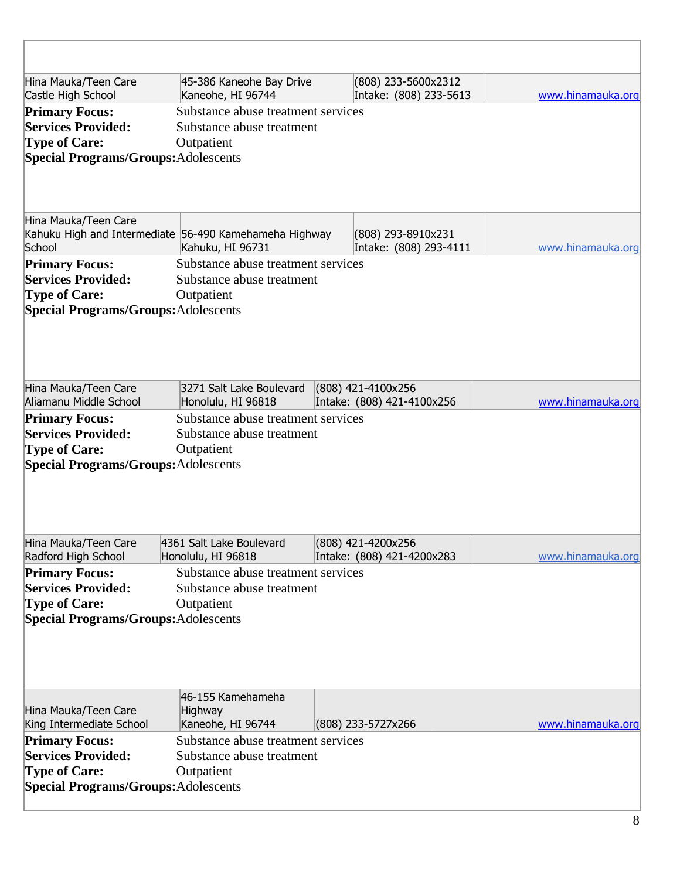| Hina Mauka/Teen Care Castle High School | 45-386 Kaneohe Bay Drive Kaneohe, HI 96744 | (808) 233-5600x2312 Intake: (808) 233-5613 | www.hinamauka.org |
|---|---|---|---|

**Primary Focus:** Substance abuse treatment services
**Services Provided:** Substance abuse treatment
**Type of Care:** Outpatient
**Special Programs/Groups:** Adolescents

| Hina Mauka/Teen Care Kahuku High and Intermediate School | 56-490 Kamehameha Highway Kahuku, HI 96731 | (808) 293-8910x231 Intake: (808) 293-4111 | www.hinamauka.org |
|---|---|---|---|

**Primary Focus:** Substance abuse treatment services
**Services Provided:** Substance abuse treatment
**Type of Care:** Outpatient
**Special Programs/Groups:** Adolescents

| Hina Mauka/Teen Care Aliamanu Middle School | 3271 Salt Lake Boulevard Honolulu, HI 96818 | (808) 421-4100x256 Intake: (808) 421-4100x256 | www.hinamauka.org |
|---|---|---|---|

**Primary Focus:** Substance abuse treatment services
**Services Provided:** Substance abuse treatment
**Type of Care:** Outpatient
**Special Programs/Groups:** Adolescents

| Hina Mauka/Teen Care Radford High School | 4361 Salt Lake Boulevard Honolulu, HI 96818 | (808) 421-4200x256 Intake: (808) 421-4200x283 | www.hinamauka.org |
|---|---|---|---|

**Primary Focus:** Substance abuse treatment services
**Services Provided:** Substance abuse treatment
**Type of Care:** Outpatient
**Special Programs/Groups:** Adolescents

| Hina Mauka/Teen Care King Intermediate School | 46-155 Kamehameha Highway Kaneohe, HI 96744 | (808) 233-5727x266 | www.hinamauka.org |
|---|---|---|---|

**Primary Focus:** Substance abuse treatment services
**Services Provided:** Substance abuse treatment
**Type of Care:** Outpatient
**Special Programs/Groups:** Adolescents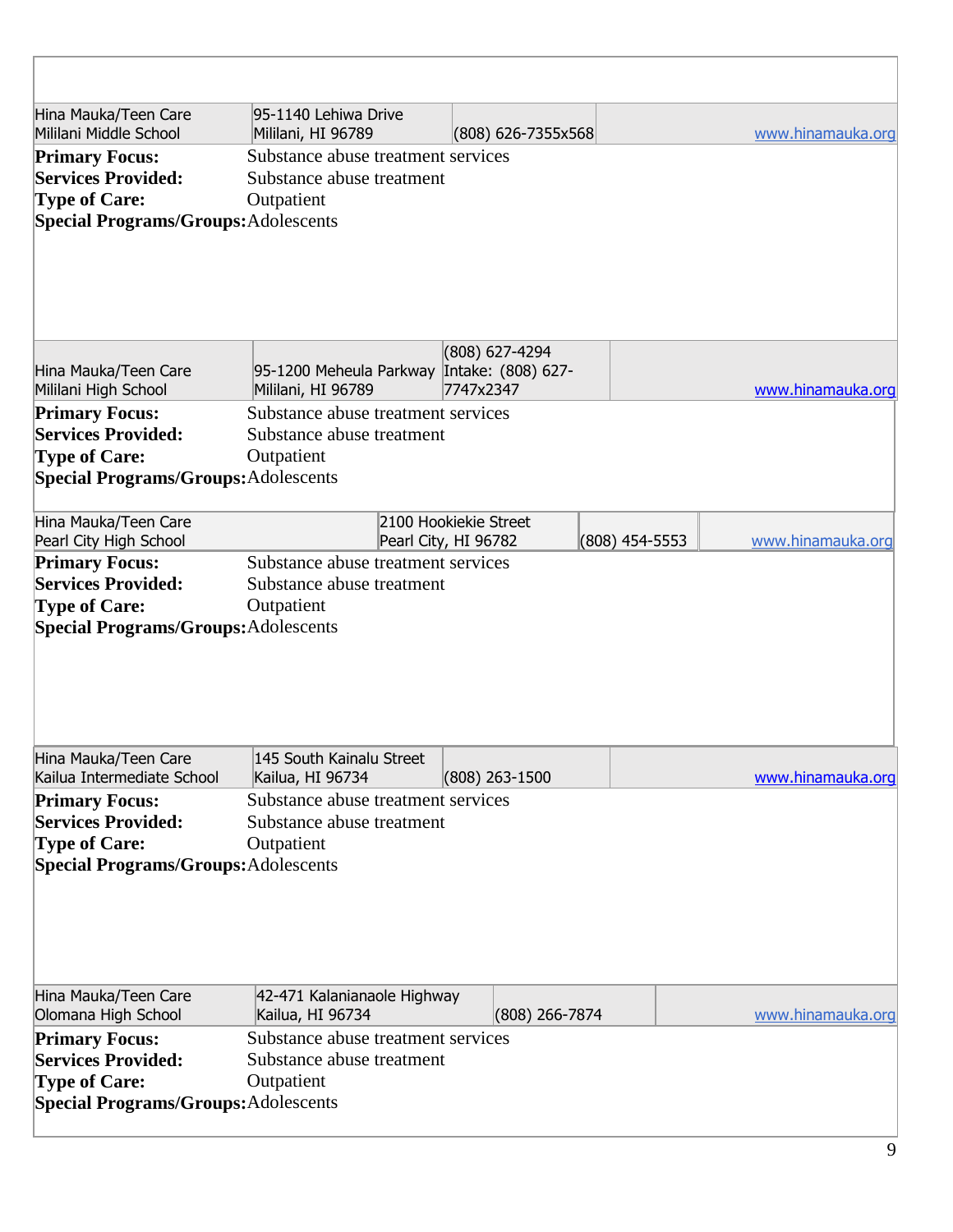| Hina Mauka/Teen Care<br>Mililani Middle School | 95-1140 Lehiwa Drive<br>Mililani, HI 96789 | (808) 626-7355x568 | | www.hinamauka.org |
|---|---|---|---|---|

**Primary Focus:** Substance abuse treatment services
**Services Provided:** Substance abuse treatment
**Type of Care:** Outpatient
**Special Programs/Groups:** Adolescents

| Hina Mauka/Teen Care<br>Mililani High School | 95-1200 Meheula Parkway<br>Mililani, HI 96789 | (808) 627-4294<br>Intake: (808) 627-7747x2347 | | www.hinamauka.org |
|---|---|---|---|---|

**Primary Focus:** Substance abuse treatment services
**Services Provided:** Substance abuse treatment
**Type of Care:** Outpatient
**Special Programs/Groups:** Adolescents

| Hina Mauka/Teen Care<br>Pearl City High School | 2100 Hookiekie Street<br>Pearl City, HI 96782 | (808) 454-5553 | www.hinamauka.org |
|---|---|---|---|

**Primary Focus:** Substance abuse treatment services
**Services Provided:** Substance abuse treatment
**Type of Care:** Outpatient
**Special Programs/Groups:** Adolescents

| Hina Mauka/Teen Care<br>Kailua Intermediate School | 145 South Kainalu Street<br>Kailua, HI 96734 | (808) 263-1500 | | www.hinamauka.org |
|---|---|---|---|---|

**Primary Focus:** Substance abuse treatment services
**Services Provided:** Substance abuse treatment
**Type of Care:** Outpatient
**Special Programs/Groups:** Adolescents

| Hina Mauka/Teen Care<br>Olomana High School | 42-471 Kalanianaole Highway<br>Kailua, HI 96734 | (808) 266-7874 | | www.hinamauka.org |
|---|---|---|---|---|

**Primary Focus:** Substance abuse treatment services
**Services Provided:** Substance abuse treatment
**Type of Care:** Outpatient
**Special Programs/Groups:** Adolescents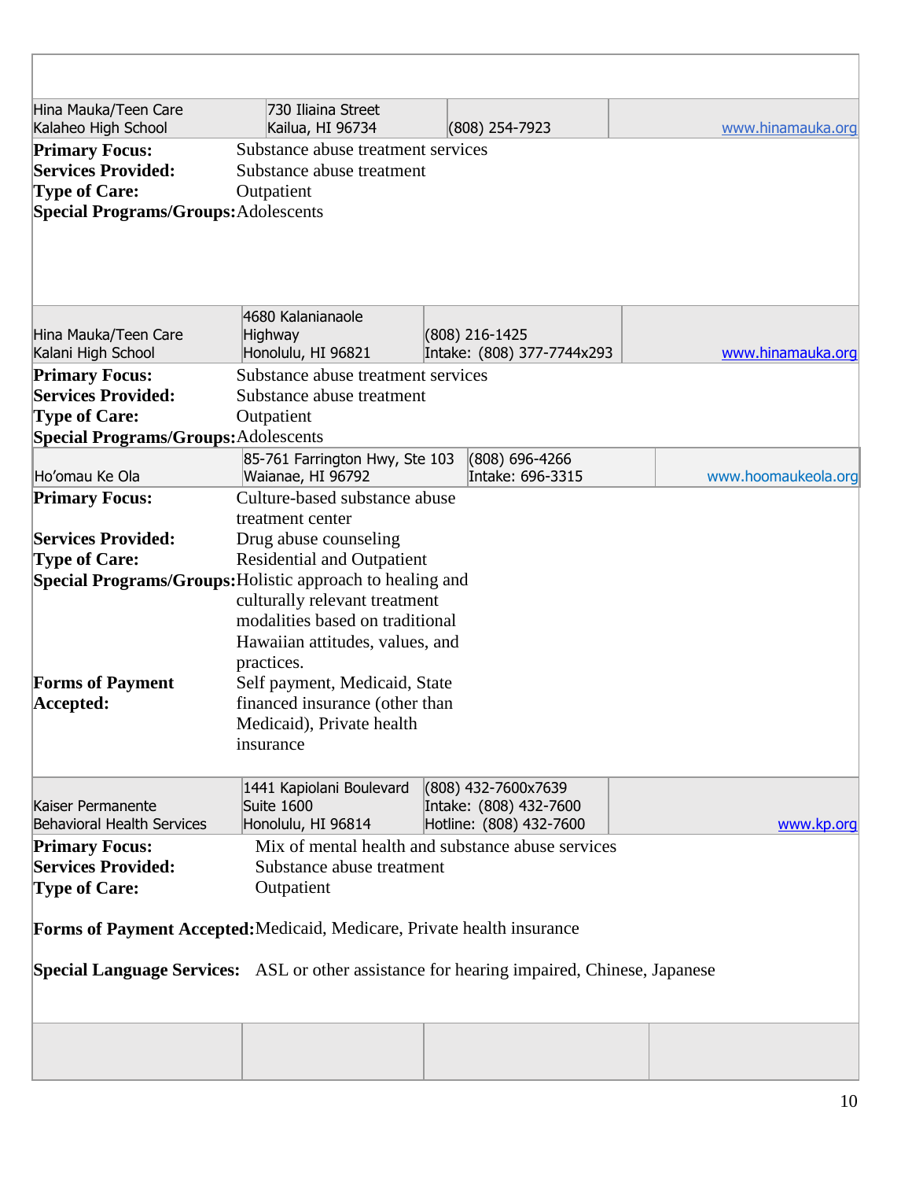| Hina Mauka/Teen Care<br>Kalaheo High School | 730 Iliaina Street<br>Kailua, HI 96734 | (808) 254-7923 | www.hinamauka.org |
|---|---|---|---|

**Primary Focus:** Substance abuse treatment services
**Services Provided:** Substance abuse treatment
**Type of Care:** Outpatient
**Special Programs/Groups:** Adolescents

| Hina Mauka/Teen Care<br>Kalani High School | 4680 Kalanianaole Highway<br>Honolulu, HI 96821 | (808) 216-1425<br>Intake: (808) 377-7744x293 | www.hinamauka.org |
|---|---|---|---|

**Primary Focus:** Substance abuse treatment services
**Services Provided:** Substance abuse treatment
**Type of Care:** Outpatient
**Special Programs/Groups:** Adolescents

| Ho'omau Ke Ola | 85-761 Farrington Hwy, Ste 103<br>Waianae, HI 96792 | (808) 696-4266<br>Intake: 696-3315 | www.hoomaukeola.org |
|---|---|---|---|

**Primary Focus:** Culture-based substance abuse treatment center
**Services Provided:** Drug abuse counseling
**Type of Care:** Residential and Outpatient
**Special Programs/Groups:** Holistic approach to healing and culturally relevant treatment modalities based on traditional Hawaiian attitudes, values, and practices.
**Forms of Payment Accepted:** Self payment, Medicaid, State financed insurance (other than Medicaid), Private health insurance

| Kaiser Permanente<br>Behavioral Health Services | 1441 Kapiolani Boulevard<br>Suite 1600<br>Honolulu, HI 96814 | (808) 432-7600x7639<br>Intake: (808) 432-7600<br>Hotline: (808) 432-7600 | www.kp.org |
|---|---|---|---|

**Primary Focus:** Mix of mental health and substance abuse services
**Services Provided:** Substance abuse treatment
**Type of Care:** Outpatient

**Forms of Payment Accepted:** Medicaid, Medicare, Private health insurance

**Special Language Services:** ASL or other assistance for hearing impaired, Chinese, Japanese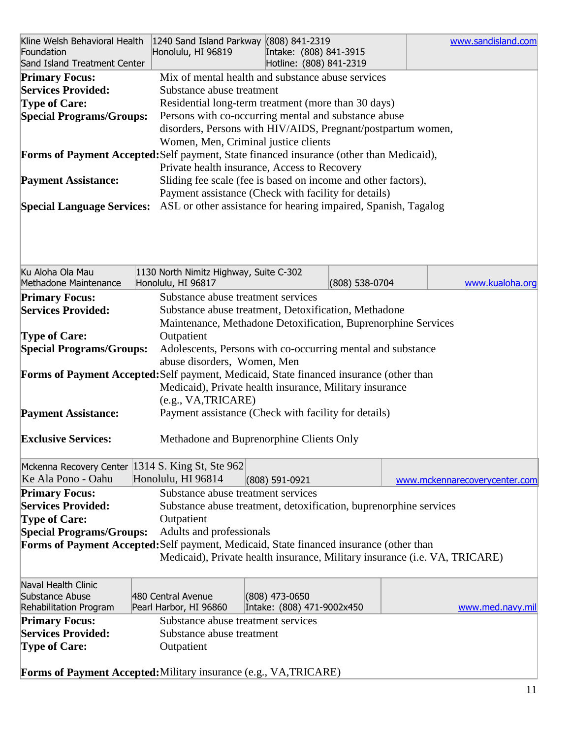| Kline Welsh Behavioral Health Foundation<br>Sand Island Treatment Center | 1240 Sand Island Parkway<br>Honolulu, HI 96819 | (808) 841-2319<br>Intake: (808) 841-3915<br>Hotline: (808) 841-2319 | www.sandisland.com |
|---|---|---|---|

**Primary Focus:** Mix of mental health and substance abuse services
**Services Provided:** Substance abuse treatment
**Type of Care:** Residential long-term treatment (more than 30 days)
**Special Programs/Groups:** Persons with co-occurring mental and substance abuse disorders, Persons with HIV/AIDS, Pregnant/postpartum women, Women, Men, Criminal justice clients
**Forms of Payment Accepted:** Self payment, State financed insurance (other than Medicaid), Private health insurance, Access to Recovery
**Payment Assistance:** Sliding fee scale (fee is based on income and other factors), Payment assistance (Check with facility for details)
**Special Language Services:** ASL or other assistance for hearing impaired, Spanish, Tagalog

| Ku Aloha Ola Mau<br>Methadone Maintenance | 1130 North Nimitz Highway, Suite C-302<br>Honolulu, HI 96817 | (808) 538-0704 | www.kualoha.org |
|---|---|---|---|

**Primary Focus:** Substance abuse treatment services
**Services Provided:** Substance abuse treatment, Detoxification, Methadone Maintenance, Methadone Detoxification, Buprenorphine Services
**Type of Care:** Outpatient
**Special Programs/Groups:** Adolescents, Persons with co-occurring mental and substance abuse disorders, Women, Men
**Forms of Payment Accepted:** Self payment, Medicaid, State financed insurance (other than Medicaid), Private health insurance, Military insurance (e.g., VA,TRICARE)
**Payment Assistance:** Payment assistance (Check with facility for details)

**Exclusive Services:** Methadone and Buprenorphine Clients Only

| Mckenna Recovery Center<br>Ke Ala Pono - Oahu | 1314 S. King St, Ste 962<br>Honolulu, HI 96814 | (808) 591-0921 | www.mckennarecoverycenter.com |
|---|---|---|---|

**Primary Focus:** Substance abuse treatment services
**Services Provided:** Substance abuse treatment, detoxification, buprenorphine services
**Type of Care:** Outpatient
**Special Programs/Groups:** Adults and professionals
**Forms of Payment Accepted:** Self payment, Medicaid, State financed insurance (other than Medicaid), Private health insurance, Military insurance (i.e. VA, TRICARE)

| Naval Health Clinic<br>Substance Abuse<br>Rehabilitation Program | 480 Central Avenue<br>Pearl Harbor, HI 96860 | (808) 473-0650<br>Intake: (808) 471-9002x450 | www.med.navy.mil |
|---|---|---|---|

**Primary Focus:** Substance abuse treatment services
**Services Provided:** Substance abuse treatment
**Type of Care:** Outpatient

**Forms of Payment Accepted:** Military insurance (e.g., VA,TRICARE)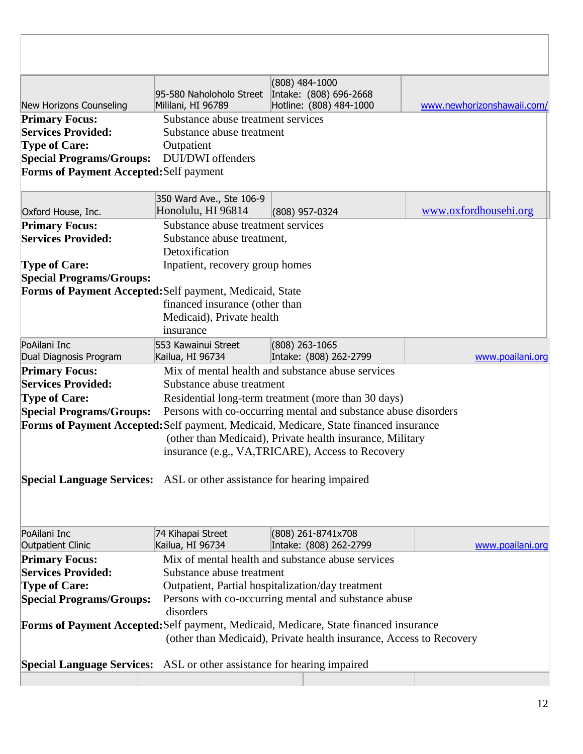| New Horizons Counseling | 95-580 Naholoholo Street<br>Mililani, HI 96789 | (808) 484-1000<br>Intake: (808) 696-2668<br>Hotline: (808) 484-1000 | www.newhorizonshawaii.com/ |
|---|---|---|---|

**Primary Focus:** Substance abuse treatment services
**Services Provided:** Substance abuse treatment
**Type of Care:** Outpatient
**Special Programs/Groups:** DUI/DWI offenders
**Forms of Payment Accepted:** Self payment

| Oxford House, Inc. | 350 Ward Ave., Ste 106-9<br>Honolulu, HI 96814 | (808) 957-0324 | www.oxfordhousehi.org |
|---|---|---|---|

**Primary Focus:** Substance abuse treatment services
**Services Provided:** Substance abuse treatment, Detoxification
**Type of Care:** Inpatient, recovery group homes
**Special Programs/Groups:**
**Forms of Payment Accepted:** Self payment, Medicaid, State financed insurance (other than Medicaid), Private health insurance

| PoAilani Inc<br>Dual Diagnosis Program | 553 Kawainui Street<br>Kailua, HI 96734 | (808) 263-1065<br>Intake: (808) 262-2799 | www.poailani.org |
|---|---|---|---|

**Primary Focus:** Mix of mental health and substance abuse services
**Services Provided:** Substance abuse treatment
**Type of Care:** Residential long-term treatment (more than 30 days)
**Special Programs/Groups:** Persons with co-occurring mental and substance abuse disorders
**Forms of Payment Accepted:** Self payment, Medicaid, Medicare, State financed insurance (other than Medicaid), Private health insurance, Military insurance (e.g., VA,TRICARE), Access to Recovery

**Special Language Services:** ASL or other assistance for hearing impaired

| PoAilani Inc<br>Outpatient Clinic | 74 Kihapai Street<br>Kailua, HI 96734 | (808) 261-8741x708<br>Intake: (808) 262-2799 | www.poailani.org |
|---|---|---|---|

**Primary Focus:** Mix of mental health and substance abuse services
**Services Provided:** Substance abuse treatment
**Type of Care:** Outpatient, Partial hospitalization/day treatment
**Special Programs/Groups:** Persons with co-occurring mental and substance abuse disorders
**Forms of Payment Accepted:** Self payment, Medicaid, Medicare, State financed insurance (other than Medicaid), Private health insurance, Access to Recovery

**Special Language Services:** ASL or other assistance for hearing impaired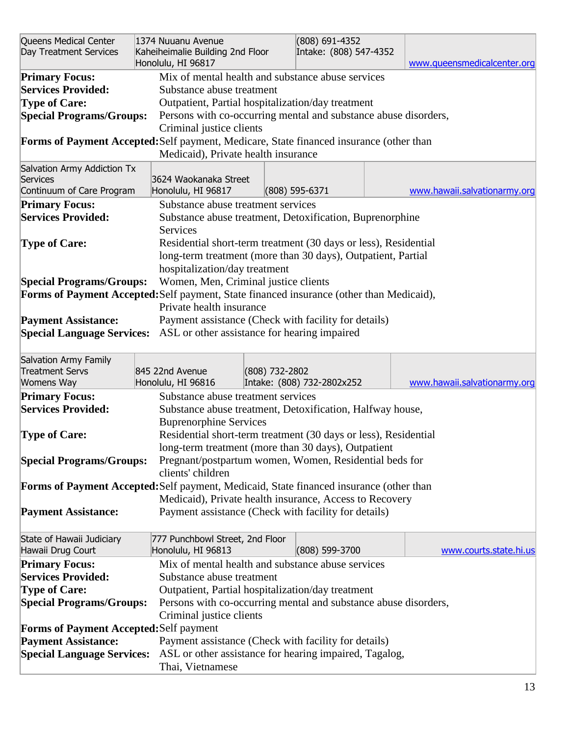| Queens Medical Center<br>Day Treatment Services | 1374 Nuuanu Avenue<br>Kaheiheimalie Building 2nd Floor<br>Honolulu, HI 96817 | (808) 691-4352<br>Intake: (808) 547-4352 | www.queensmedicalcenter.org |
|---|---|---|---|

**Primary Focus:** Mix of mental health and substance abuse services
**Services Provided:** Substance abuse treatment
**Type of Care:** Outpatient, Partial hospitalization/day treatment
**Special Programs/Groups:** Persons with co-occurring mental and substance abuse disorders, Criminal justice clients
**Forms of Payment Accepted:** Self payment, Medicare, State financed insurance (other than Medicaid), Private health insurance

| Salvation Army Addiction Tx Services<br>Continuum of Care Program | 3624 Waokanaka Street<br>Honolulu, HI 96817 | (808) 595-6371 | www.hawaii.salvationarmy.org |
|---|---|---|---|

**Primary Focus:** Substance abuse treatment services
**Services Provided:** Substance abuse treatment, Detoxification, Buprenorphine Services
**Type of Care:** Residential short-term treatment (30 days or less), Residential long-term treatment (more than 30 days), Outpatient, Partial hospitalization/day treatment
**Special Programs/Groups:** Women, Men, Criminal justice clients
**Forms of Payment Accepted:** Self payment, State financed insurance (other than Medicaid), Private health insurance
**Payment Assistance:** Payment assistance (Check with facility for details)
**Special Language Services:** ASL or other assistance for hearing impaired

| Salvation Army Family Treatment Servs<br>Womens Way | 845 22nd Avenue<br>Honolulu, HI 96816 | (808) 732-2802<br>Intake: (808) 732-2802x252 | www.hawaii.salvationarmy.org |
|---|---|---|---|

**Primary Focus:** Substance abuse treatment services
**Services Provided:** Substance abuse treatment, Detoxification, Halfway house, Buprenorphine Services
**Type of Care:** Residential short-term treatment (30 days or less), Residential long-term treatment (more than 30 days), Outpatient
**Special Programs/Groups:** Pregnant/postpartum women, Women, Residential beds for clients' children
**Forms of Payment Accepted:** Self payment, Medicaid, State financed insurance (other than Medicaid), Private health insurance, Access to Recovery
**Payment Assistance:** Payment assistance (Check with facility for details)

| State of Hawaii Judiciary<br>Hawaii Drug Court | 777 Punchbowl Street, 2nd Floor<br>Honolulu, HI 96813 | (808) 599-3700 | www.courts.state.hi.us |
|---|---|---|---|

**Primary Focus:** Mix of mental health and substance abuse services
**Services Provided:** Substance abuse treatment
**Type of Care:** Outpatient, Partial hospitalization/day treatment
**Special Programs/Groups:** Persons with co-occurring mental and substance abuse disorders, Criminal justice clients
**Forms of Payment Accepted:** Self payment
**Payment Assistance:** Payment assistance (Check with facility for details)
**Special Language Services:** ASL or other assistance for hearing impaired, Tagalog, Thai, Vietnamese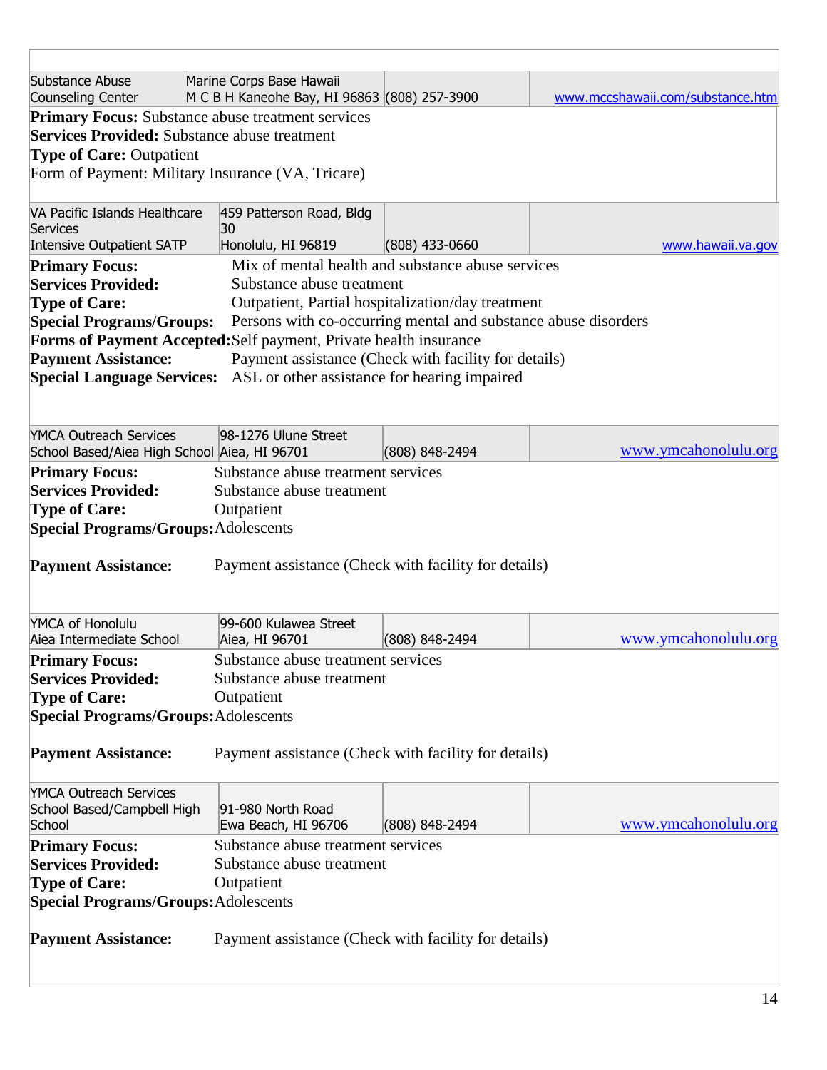| Substance Abuse Counseling Center | Marine Corps Base Hawaii M C B H Kaneohe Bay, HI 96863 | (808) 257-3900 | www.mccshawaii.com/substance.htm |
|---|---|---|---|

**Primary Focus:** Substance abuse treatment services
**Services Provided:** Substance abuse treatment
**Type of Care:** Outpatient
Form of Payment: Military Insurance (VA, Tricare)

| VA Pacific Islands Healthcare Services Intensive Outpatient SATP | 459 Patterson Road, Bldg 30 Honolulu, HI 96819 | (808) 433-0660 | www.hawaii.va.gov |
|---|---|---|---|

**Primary Focus:** Mix of mental health and substance abuse services
**Services Provided:** Substance abuse treatment
**Type of Care:** Outpatient, Partial hospitalization/day treatment
**Special Programs/Groups:** Persons with co-occurring mental and substance abuse disorders
**Forms of Payment Accepted:** Self payment, Private health insurance
**Payment Assistance:** Payment assistance (Check with facility for details)
**Special Language Services:** ASL or other assistance for hearing impaired

| YMCA Outreach Services School Based/Aiea High School | 98-1276 Ulune Street Aiea, HI 96701 | (808) 848-2494 | www.ymcahonolulu.org |
|---|---|---|---|

**Primary Focus:** Substance abuse treatment services
**Services Provided:** Substance abuse treatment
**Type of Care:** Outpatient
**Special Programs/Groups:** Adolescents

**Payment Assistance:** Payment assistance (Check with facility for details)

| YMCA of Honolulu Aiea Intermediate School | 99-600 Kulawea Street Aiea, HI 96701 | (808) 848-2494 | www.ymcahonolulu.org |
|---|---|---|---|

**Primary Focus:** Substance abuse treatment services
**Services Provided:** Substance abuse treatment
**Type of Care:** Outpatient
**Special Programs/Groups:** Adolescents

**Payment Assistance:** Payment assistance (Check with facility for details)

| YMCA Outreach Services School Based/Campbell High School | 91-980 North Road Ewa Beach, HI 96706 | (808) 848-2494 | www.ymcahonolulu.org |
|---|---|---|---|

**Primary Focus:** Substance abuse treatment services
**Services Provided:** Substance abuse treatment
**Type of Care:** Outpatient
**Special Programs/Groups:** Adolescents

**Payment Assistance:** Payment assistance (Check with facility for details)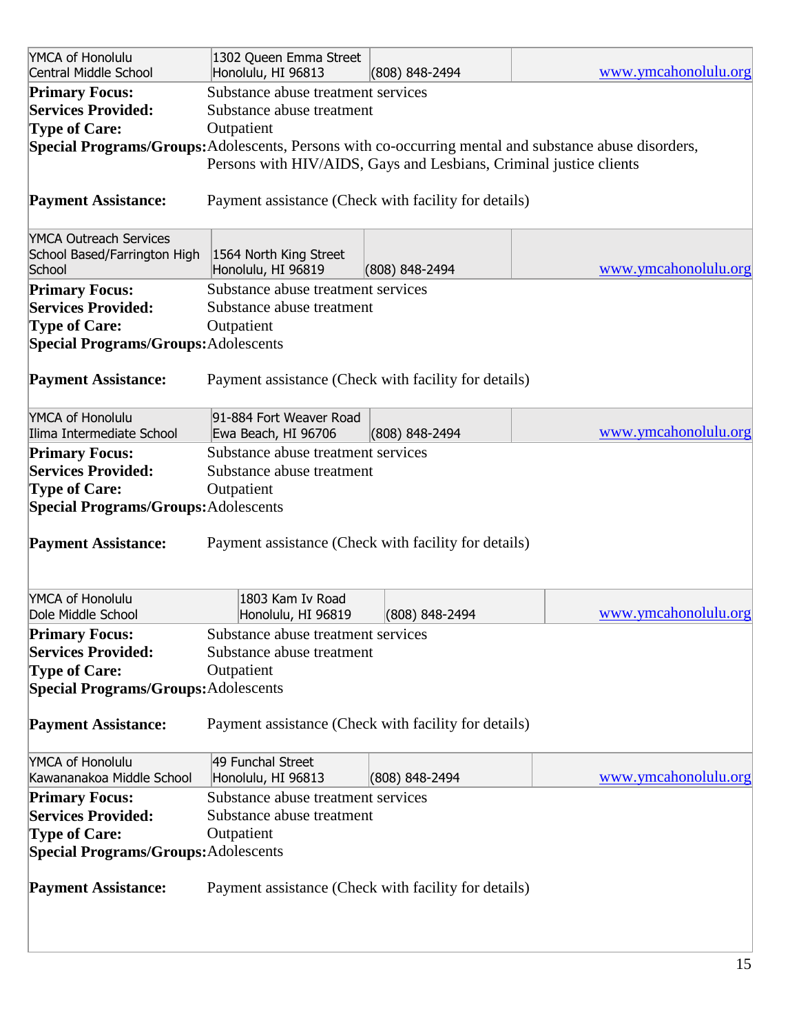| YMCA of Honolulu<br>Central Middle School | 1302 Queen Emma Street<br>Honolulu, HI 96813 | (808) 848-2494 | www.ymcahonolulu.org |
|---|---|---|---|

**Primary Focus:** Substance abuse treatment services
**Services Provided:** Substance abuse treatment
**Type of Care:** Outpatient
**Special Programs/Groups:** Adolescents, Persons with co-occurring mental and substance abuse disorders, Persons with HIV/AIDS, Gays and Lesbians, Criminal justice clients

**Payment Assistance:** Payment assistance (Check with facility for details)

| YMCA Outreach Services<br>School Based/Farrington High School | 1564 North King Street<br>Honolulu, HI 96819 | (808) 848-2494 | www.ymcahonolulu.org |
|---|---|---|---|

**Primary Focus:** Substance abuse treatment services
**Services Provided:** Substance abuse treatment
**Type of Care:** Outpatient
**Special Programs/Groups:** Adolescents

**Payment Assistance:** Payment assistance (Check with facility for details)

| YMCA of Honolulu<br>Ilima Intermediate School | 91-884 Fort Weaver Road<br>Ewa Beach, HI 96706 | (808) 848-2494 | www.ymcahonolulu.org |
|---|---|---|---|

**Primary Focus:** Substance abuse treatment services
**Services Provided:** Substance abuse treatment
**Type of Care:** Outpatient
**Special Programs/Groups:** Adolescents

**Payment Assistance:** Payment assistance (Check with facility for details)

| YMCA of Honolulu<br>Dole Middle School | 1803 Kam Iv Road<br>Honolulu, HI 96819 | (808) 848-2494 | www.ymcahonolulu.org |
|---|---|---|---|

**Primary Focus:** Substance abuse treatment services
**Services Provided:** Substance abuse treatment
**Type of Care:** Outpatient
**Special Programs/Groups:** Adolescents

**Payment Assistance:** Payment assistance (Check with facility for details)

| YMCA of Honolulu<br>Kawananakoa Middle School | 49 Funchal Street<br>Honolulu, HI 96813 | (808) 848-2494 | www.ymcahonolulu.org |
|---|---|---|---|

**Primary Focus:** Substance abuse treatment services
**Services Provided:** Substance abuse treatment
**Type of Care:** Outpatient
**Special Programs/Groups:** Adolescents

**Payment Assistance:** Payment assistance (Check with facility for details)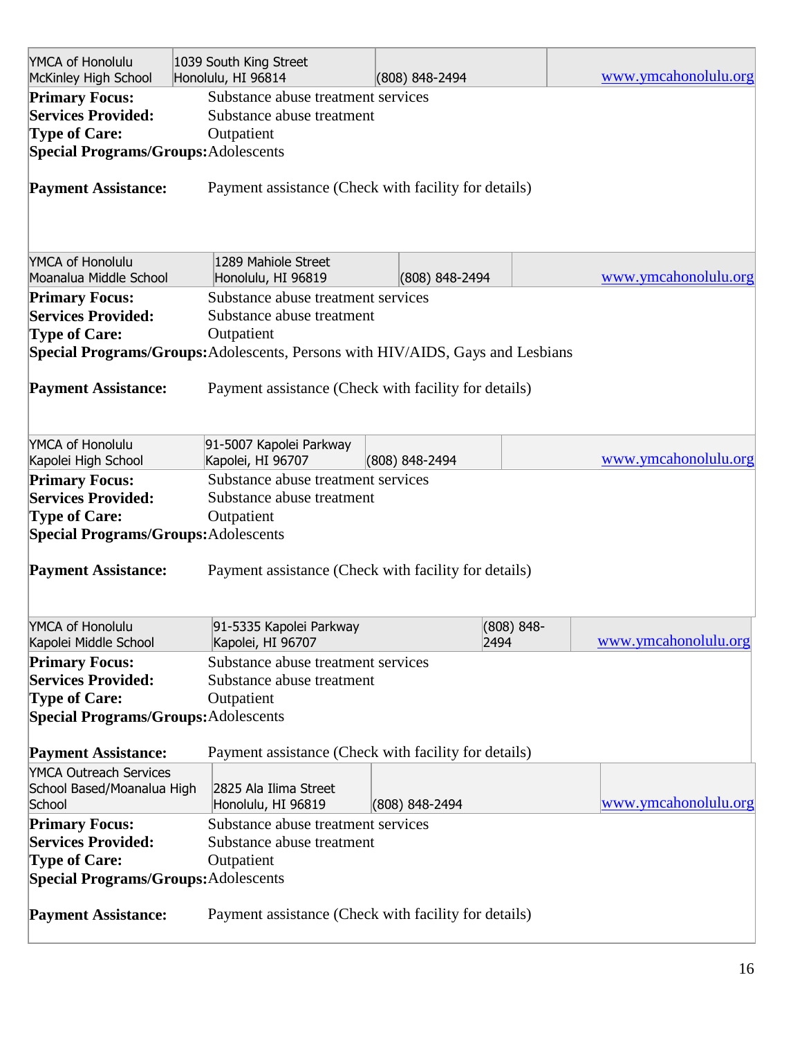| YMCA of Honolulu McKinley High School | 1039 South King Street Honolulu, HI 96814 | (808) 848-2494 | www.ymcahonolulu.org |
|---|---|---|---|

**Primary Focus:** Substance abuse treatment services
**Services Provided:** Substance abuse treatment
**Type of Care:** Outpatient
**Special Programs/Groups:** Adolescents

**Payment Assistance:** Payment assistance (Check with facility for details)

| YMCA of Honolulu Moanalua Middle School | 1289 Mahiole Street Honolulu, HI 96819 | (808) 848-2494 | www.ymcahonolulu.org |
|---|---|---|---|

**Primary Focus:** Substance abuse treatment services
**Services Provided:** Substance abuse treatment
**Type of Care:** Outpatient
**Special Programs/Groups:** Adolescents, Persons with HIV/AIDS, Gays and Lesbians

**Payment Assistance:** Payment assistance (Check with facility for details)

| YMCA of Honolulu Kapolei High School | 91-5007 Kapolei Parkway Kapolei, HI 96707 | (808) 848-2494 | www.ymcahonolulu.org |
|---|---|---|---|

**Primary Focus:** Substance abuse treatment services
**Services Provided:** Substance abuse treatment
**Type of Care:** Outpatient
**Special Programs/Groups:** Adolescents

**Payment Assistance:** Payment assistance (Check with facility for details)

| YMCA of Honolulu Kapolei Middle School | 91-5335 Kapolei Parkway Kapolei, HI 96707 | (808) 848-2494 | www.ymcahonolulu.org |
|---|---|---|---|

**Primary Focus:** Substance abuse treatment services
**Services Provided:** Substance abuse treatment
**Type of Care:** Outpatient
**Special Programs/Groups:** Adolescents

**Payment Assistance:** Payment assistance (Check with facility for details)

| YMCA Outreach Services School Based/Moanalua High School | 2825 Ala Ilima Street Honolulu, HI 96819 | (808) 848-2494 | www.ymcahonolulu.org |
|---|---|---|---|

**Primary Focus:** Substance abuse treatment services
**Services Provided:** Substance abuse treatment
**Type of Care:** Outpatient
**Special Programs/Groups:** Adolescents

**Payment Assistance:** Payment assistance (Check with facility for details)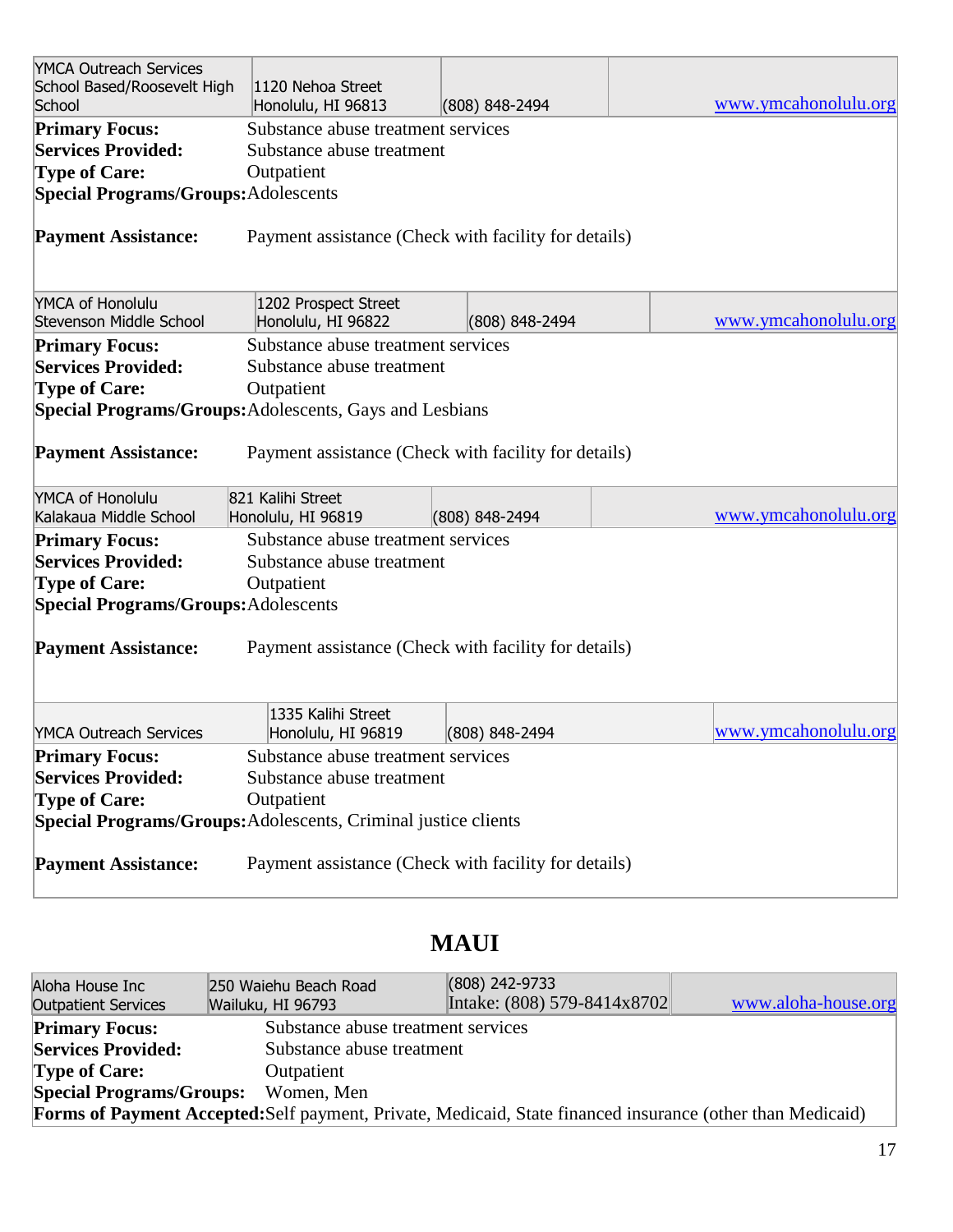| YMCA Outreach Services School Based/Roosevelt High School | 1120 Nehoa Street Honolulu, HI 96813 | (808) 848-2494 | www.ymcahonolulu.org |
|---|---|---|---|

**Primary Focus:** Substance abuse treatment services
**Services Provided:** Substance abuse treatment
**Type of Care:** Outpatient
**Special Programs/Groups:** Adolescents

**Payment Assistance:** Payment assistance (Check with facility for details)

| YMCA of Honolulu Stevenson Middle School | 1202 Prospect Street Honolulu, HI 96822 | (808) 848-2494 | www.ymcahonolulu.org |
|---|---|---|---|

**Primary Focus:** Substance abuse treatment services
**Services Provided:** Substance abuse treatment
**Type of Care:** Outpatient
**Special Programs/Groups:** Adolescents, Gays and Lesbians

**Payment Assistance:** Payment assistance (Check with facility for details)

| YMCA of Honolulu Kalakaua Middle School | 821 Kalihi Street Honolulu, HI 96819 | (808) 848-2494 | www.ymcahonolulu.org |
|---|---|---|---|

**Primary Focus:** Substance abuse treatment services
**Services Provided:** Substance abuse treatment
**Type of Care:** Outpatient
**Special Programs/Groups:** Adolescents

**Payment Assistance:** Payment assistance (Check with facility for details)

| YMCA Outreach Services | 1335 Kalihi Street Honolulu, HI 96819 | (808) 848-2494 | www.ymcahonolulu.org |
|---|---|---|---|

**Primary Focus:** Substance abuse treatment services
**Services Provided:** Substance abuse treatment
**Type of Care:** Outpatient
**Special Programs/Groups:** Adolescents, Criminal justice clients

**Payment Assistance:** Payment assistance (Check with facility for details)

# MAUI

| Aloha House Inc Outpatient Services | 250 Waiehu Beach Road Wailuku, HI 96793 | (808) 242-9733 Intake: (808) 579-8414x8702 | www.aloha-house.org |
|---|---|---|---|

**Primary Focus:** Substance abuse treatment services
**Services Provided:** Substance abuse treatment
**Type of Care:** Outpatient
**Special Programs/Groups:** Women, Men
**Forms of Payment Accepted:** Self payment, Private, Medicaid, State financed insurance (other than Medicaid)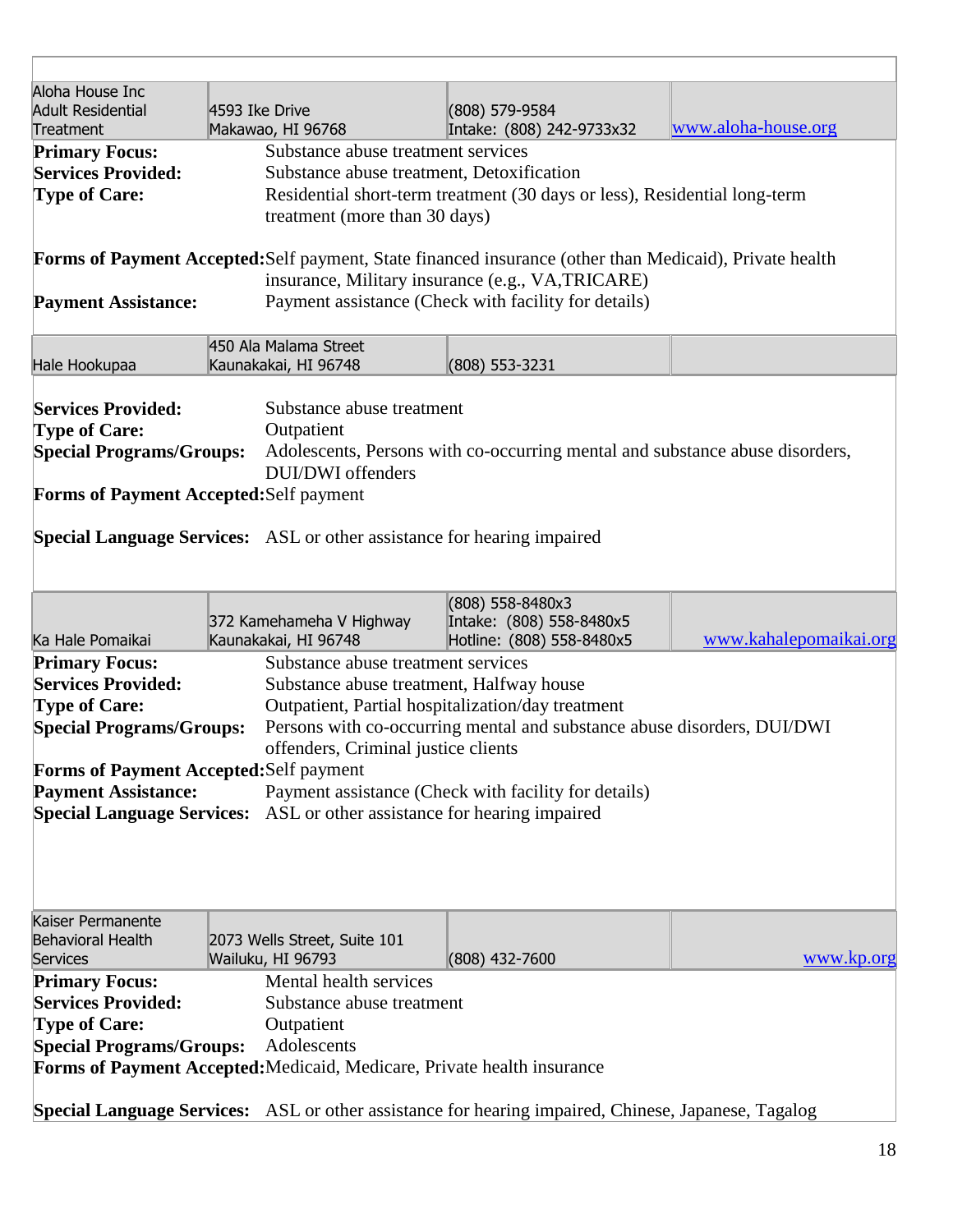| Aloha House Inc Adult Residential Treatment | 4593 Ike Drive Makawao, HI 96768 | (808) 579-9584 Intake: (808) 242-9733x32 | www.aloha-house.org |
|---|---|---|---|

**Primary Focus:** Substance abuse treatment services
**Services Provided:** Substance abuse treatment, Detoxification
**Type of Care:** Residential short-term treatment (30 days or less), Residential long-term treatment (more than 30 days)

**Forms of Payment Accepted:** Self payment, State financed insurance (other than Medicaid), Private health insurance, Military insurance (e.g., VA,TRICARE)
**Payment Assistance:** Payment assistance (Check with facility for details)

| Hale Hookupaa | 450 Ala Malama Street Kaunakakai, HI 96748 | (808) 553-3231 | |
|---|---|---|---|

**Services Provided:** Substance abuse treatment
**Type of Care:** Outpatient
**Special Programs/Groups:** Adolescents, Persons with co-occurring mental and substance abuse disorders, DUI/DWI offenders
**Forms of Payment Accepted:** Self payment

**Special Language Services:** ASL or other assistance for hearing impaired

| Ka Hale Pomaikai | 372 Kamehameha V Highway Kaunakakai, HI 96748 | (808) 558-8480x3 Intake: (808) 558-8480x5 Hotline: (808) 558-8480x5 | www.kahalepomaikai.org |
|---|---|---|---|

**Primary Focus:** Substance abuse treatment services
**Services Provided:** Substance abuse treatment, Halfway house
**Type of Care:** Outpatient, Partial hospitalization/day treatment
**Special Programs/Groups:** Persons with co-occurring mental and substance abuse disorders, DUI/DWI offenders, Criminal justice clients
**Forms of Payment Accepted:** Self payment
**Payment Assistance:** Payment assistance (Check with facility for details)
**Special Language Services:** ASL or other assistance for hearing impaired

| Kaiser Permanente Behavioral Health Services | 2073 Wells Street, Suite 101 Wailuku, HI 96793 | (808) 432-7600 | www.kp.org |
|---|---|---|---|

**Primary Focus:** Mental health services
**Services Provided:** Substance abuse treatment
**Type of Care:** Outpatient
**Special Programs/Groups:** Adolescents
**Forms of Payment Accepted:** Medicaid, Medicare, Private health insurance

**Special Language Services:** ASL or other assistance for hearing impaired, Chinese, Japanese, Tagalog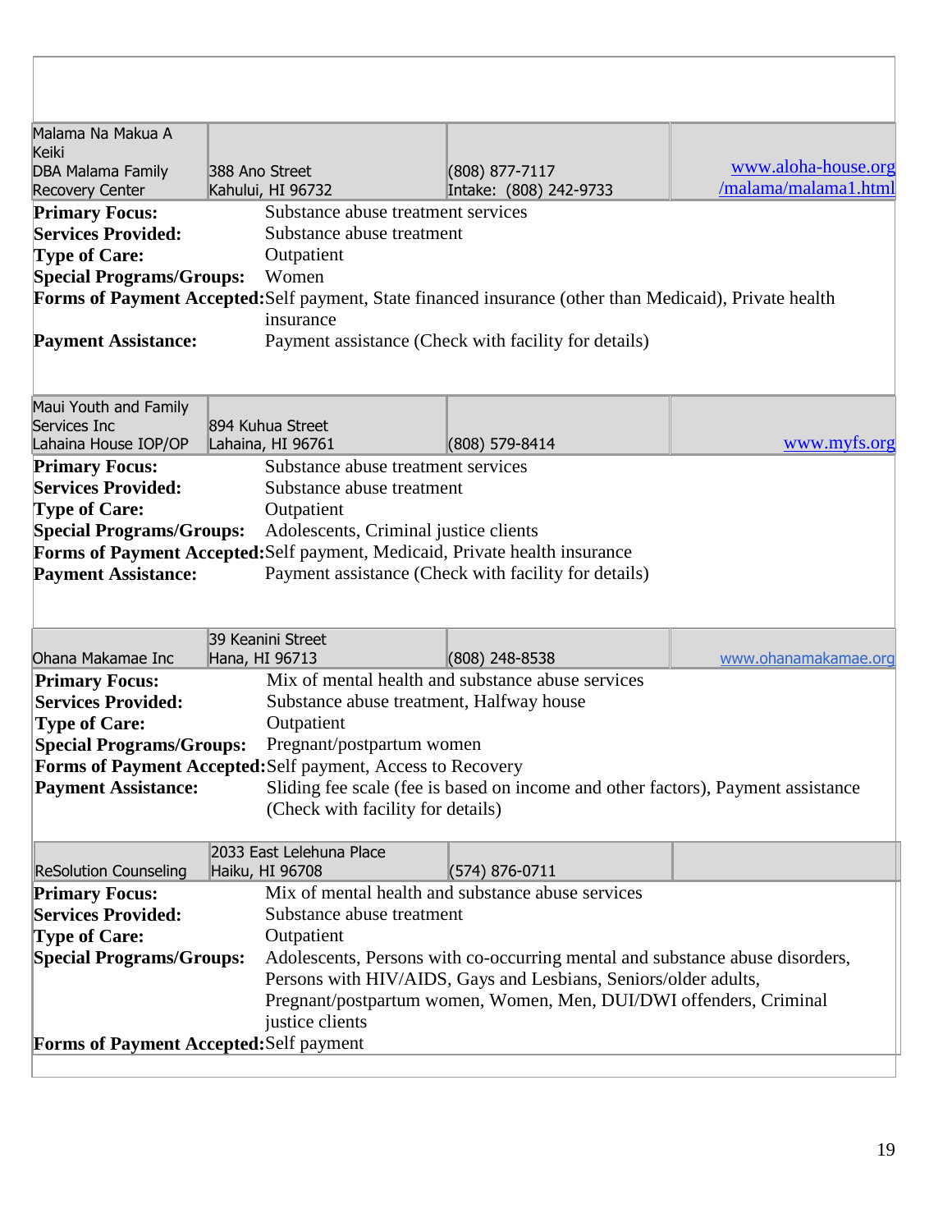| Malama Na Makua A Keiki DBA Malama Family Recovery Center | 388 Ano Street Kahului, HI 96732 | (808) 877-7117 Intake: (808) 242-9733 | www.aloha-house.org/malama/malama1.html |
|---|---|---|---|

**Primary Focus:** Substance abuse treatment services
**Services Provided:** Substance abuse treatment
**Type of Care:** Outpatient
**Special Programs/Groups:** Women
**Forms of Payment Accepted:** Self payment, State financed insurance (other than Medicaid), Private health insurance
**Payment Assistance:** Payment assistance (Check with facility for details)

| Maui Youth and Family Services Inc Lahaina House IOP/OP | 894 Kuhua Street Lahaina, HI 96761 | (808) 579-8414 | www.myfs.org |
|---|---|---|---|

**Primary Focus:** Substance abuse treatment services
**Services Provided:** Substance abuse treatment
**Type of Care:** Outpatient
**Special Programs/Groups:** Adolescents, Criminal justice clients
**Forms of Payment Accepted:** Self payment, Medicaid, Private health insurance
**Payment Assistance:** Payment assistance (Check with facility for details)

| Ohana Makamae Inc | 39 Keanini Street Hana, HI 96713 | (808) 248-8538 | www.ohanamakamae.org |
|---|---|---|---|

**Primary Focus:** Mix of mental health and substance abuse services
**Services Provided:** Substance abuse treatment, Halfway house
**Type of Care:** Outpatient
**Special Programs/Groups:** Pregnant/postpartum women
**Forms of Payment Accepted:** Self payment, Access to Recovery
**Payment Assistance:** Sliding fee scale (fee is based on income and other factors), Payment assistance (Check with facility for details)

| ReSolution Counseling | 2033 East Lelehuna Place Haiku, HI 96708 | (574) 876-0711 | |
|---|---|---|---|

**Primary Focus:** Mix of mental health and substance abuse services
**Services Provided:** Substance abuse treatment
**Type of Care:** Outpatient
**Special Programs/Groups:** Adolescents, Persons with co-occurring mental and substance abuse disorders, Persons with HIV/AIDS, Gays and Lesbians, Seniors/older adults, Pregnant/postpartum women, Women, Men, DUI/DWI offenders, Criminal justice clients
**Forms of Payment Accepted:** Self payment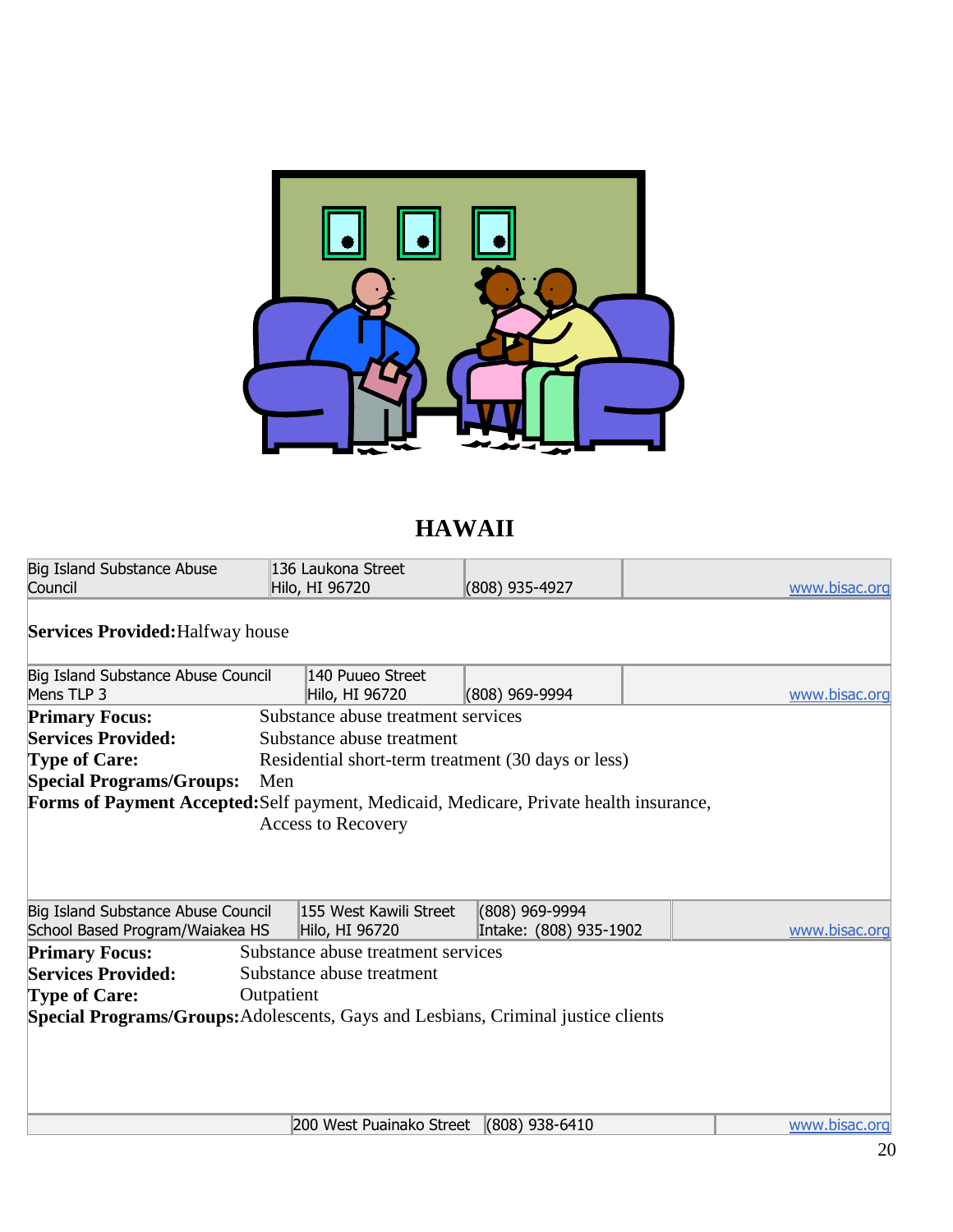# HAWAII

| Big Island Substance Abuse Council | 136 Laukona Street Hilo, HI 96720 | (808) 935-4927 | www.bisac.org |
|---|---|---|---|

**Services Provided:** Halfway house

| Big Island Substance Abuse Council Mens TLP 3 | 140 Puueo Street Hilo, HI 96720 | (808) 969-9994 | www.bisac.org |
|---|---|---|---|

**Primary Focus:** Substance abuse treatment services
**Services Provided:** Substance abuse treatment
**Type of Care:** Residential short-term treatment (30 days or less)
**Special Programs/Groups:** Men
**Forms of Payment Accepted:** Self payment, Medicaid, Medicare, Private health insurance, Access to Recovery

| Big Island Substance Abuse Council School Based Program/Waiakea HS | 155 West Kawili Street Hilo, HI 96720 | (808) 969-9994 Intake: (808) 935-1902 | www.bisac.org |
|---|---|---|---|

**Primary Focus:** Substance abuse treatment services
**Services Provided:** Substance abuse treatment
**Type of Care:** Outpatient
**Special Programs/Groups:** Adolescents, Gays and Lesbians, Criminal justice clients

| | 200 West Puainako Street | (808) 938-6410 | www.bisac.org |
|---|---|---|---|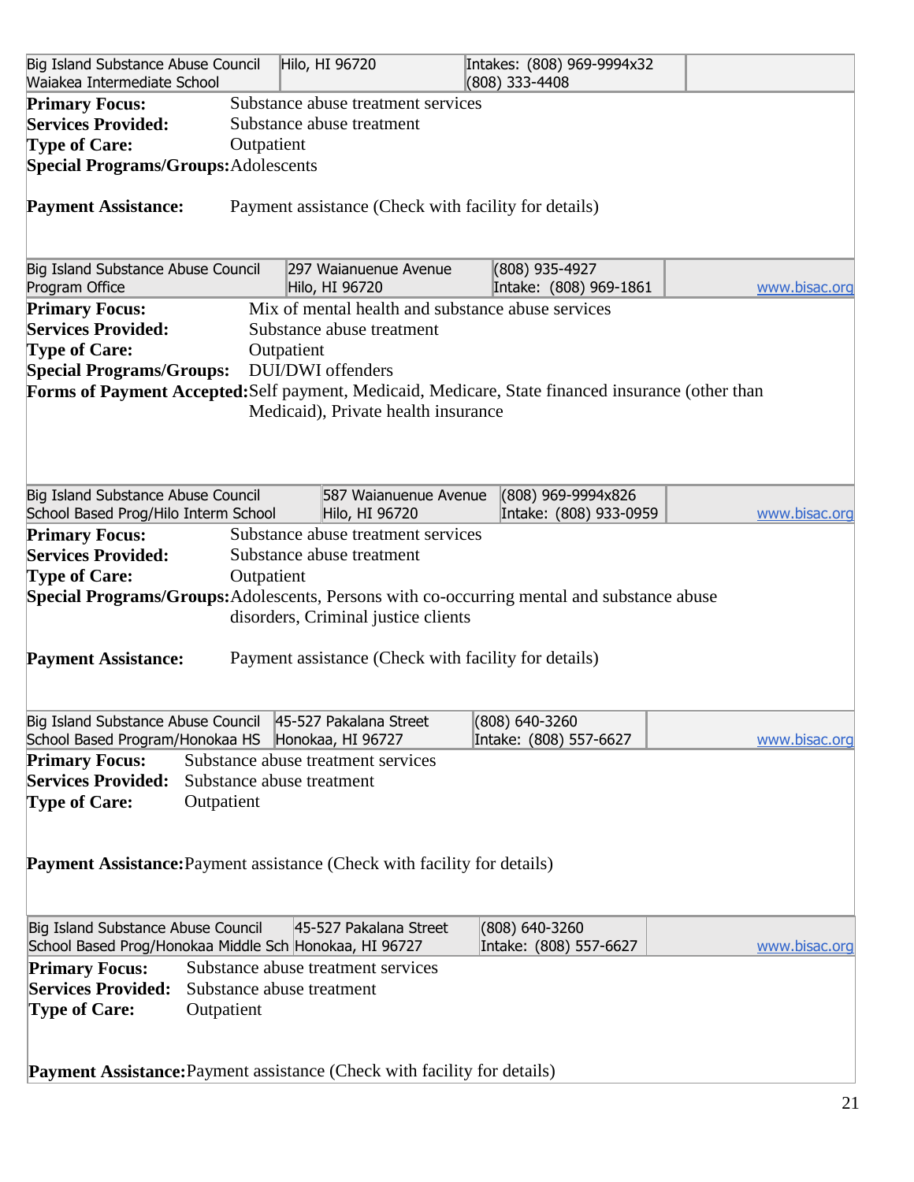| Big Island Substance Abuse Council<br>Waiakea Intermediate School | Hilo, HI 96720 | Intakes: (808) 969-9994x32<br>(808) 333-4408 | |
|---|---|---|---|

**Primary Focus:** Substance abuse treatment services
**Services Provided:** Substance abuse treatment
**Type of Care:** Outpatient
**Special Programs/Groups:** Adolescents

**Payment Assistance:** Payment assistance (Check with facility for details)

| Big Island Substance Abuse Council<br>Program Office | 297 Waianuenue Avenue<br>Hilo, HI 96720 | (808) 935-4927<br>Intake: (808) 969-1861 | www.bisac.org |
|---|---|---|---|

**Primary Focus:** Mix of mental health and substance abuse services
**Services Provided:** Substance abuse treatment
**Type of Care:** Outpatient
**Special Programs/Groups:** DUI/DWI offenders
**Forms of Payment Accepted:** Self payment, Medicaid, Medicare, State financed insurance (other than Medicaid), Private health insurance

| Big Island Substance Abuse Council<br>School Based Prog/Hilo Interm School | 587 Waianuenue Avenue<br>Hilo, HI 96720 | (808) 969-9994x826<br>Intake: (808) 933-0959 | www.bisac.org |
|---|---|---|---|

**Primary Focus:** Substance abuse treatment services
**Services Provided:** Substance abuse treatment
**Type of Care:** Outpatient
**Special Programs/Groups:** Adolescents, Persons with co-occurring mental and substance abuse disorders, Criminal justice clients

**Payment Assistance:** Payment assistance (Check with facility for details)

| Big Island Substance Abuse Council<br>School Based Program/Honokaa HS | 45-527 Pakalana Street<br>Honokaa, HI 96727 | (808) 640-3260<br>Intake: (808) 557-6627 | www.bisac.org |
|---|---|---|---|

**Primary Focus:** Substance abuse treatment services
**Services Provided:** Substance abuse treatment
**Type of Care:** Outpatient

**Payment Assistance:** Payment assistance (Check with facility for details)

| Big Island Substance Abuse Council<br>School Based Prog/Honokaa Middle Sch | 45-527 Pakalana Street<br>Honokaa, HI 96727 | (808) 640-3260<br>Intake: (808) 557-6627 | www.bisac.org |
|---|---|---|---|

**Primary Focus:** Substance abuse treatment services
**Services Provided:** Substance abuse treatment
**Type of Care:** Outpatient

**Payment Assistance:** Payment assistance (Check with facility for details)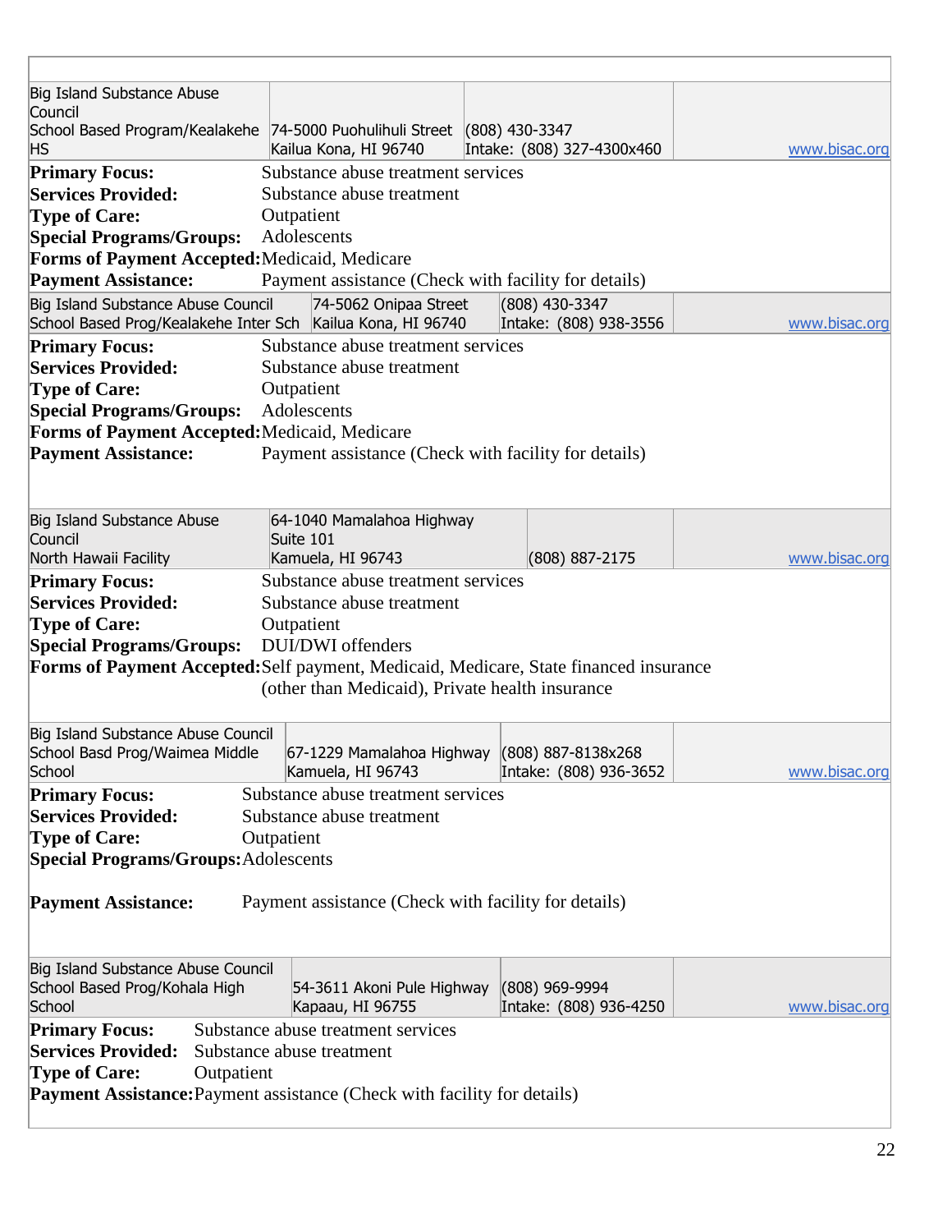| Big Island Substance Abuse Council School Based Program/Kealakehe HS | 74-5000 Puohulihuli Street Kailua Kona, HI 96740 | (808) 430-3347 Intake: (808) 327-4300x460 | www.bisac.org |
|---|---|---|---|

**Primary Focus:** Substance abuse treatment services
**Services Provided:** Substance abuse treatment
**Type of Care:** Outpatient
**Special Programs/Groups:** Adolescents
**Forms of Payment Accepted:** Medicaid, Medicare
**Payment Assistance:** Payment assistance (Check with facility for details)

| Big Island Substance Abuse Council School Based Prog/Kealakehe Inter Sch | 74-5062 Onipaa Street Kailua Kona, HI 96740 | (808) 430-3347 Intake: (808) 938-3556 | www.bisac.org |
|---|---|---|---|

**Primary Focus:** Substance abuse treatment services
**Services Provided:** Substance abuse treatment
**Type of Care:** Outpatient
**Special Programs/Groups:** Adolescents
**Forms of Payment Accepted:** Medicaid, Medicare
**Payment Assistance:** Payment assistance (Check with facility for details)

| Big Island Substance Abuse Council North Hawaii Facility | 64-1040 Mamalahoa Highway Suite 101 Kamuela, HI 96743 | (808) 887-2175 | www.bisac.org |
|---|---|---|---|

**Primary Focus:** Substance abuse treatment services
**Services Provided:** Substance abuse treatment
**Type of Care:** Outpatient
**Special Programs/Groups:** DUI/DWI offenders
**Forms of Payment Accepted:** Self payment, Medicaid, Medicare, State financed insurance (other than Medicaid), Private health insurance

| Big Island Substance Abuse Council School Basd Prog/Waimea Middle School | 67-1229 Mamalahoa Highway Kamuela, HI 96743 | (808) 887-8138x268 Intake: (808) 936-3652 | www.bisac.org |
|---|---|---|---|

**Primary Focus:** Substance abuse treatment services
**Services Provided:** Substance abuse treatment
**Type of Care:** Outpatient
**Special Programs/Groups:** Adolescents

**Payment Assistance:** Payment assistance (Check with facility for details)

| Big Island Substance Abuse Council School Based Prog/Kohala High School | 54-3611 Akoni Pule Highway Kapaau, HI 96755 | (808) 969-9994 Intake: (808) 936-4250 | www.bisac.org |
|---|---|---|---|

**Primary Focus:** Substance abuse treatment services
**Services Provided:** Substance abuse treatment
**Type of Care:** Outpatient
**Payment Assistance:** Payment assistance (Check with facility for details)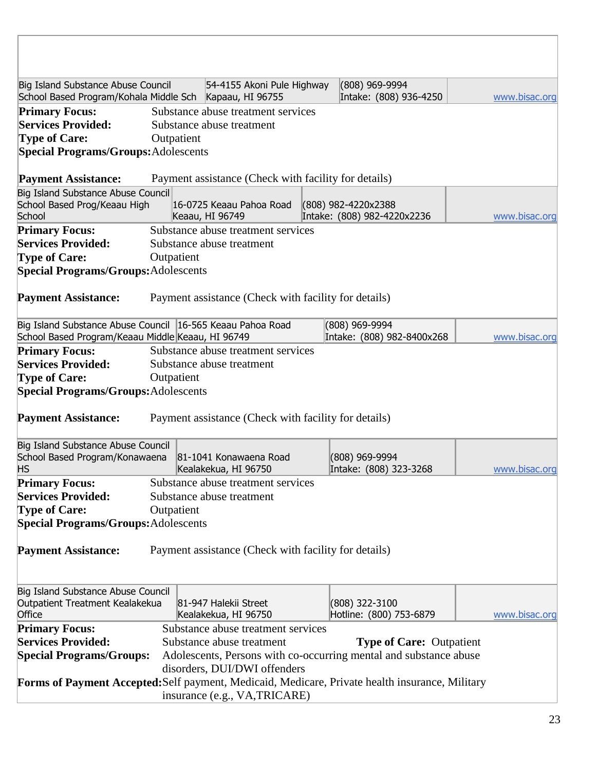| Big Island Substance Abuse Council School Based Program/Kohala Middle Sch | 54-4155 Akoni Pule Highway Kapaau, HI 96755 | (808) 969-9994 Intake: (808) 936-4250 | www.bisac.org |
|---|---|---|---|

**Primary Focus:** Substance abuse treatment services
**Services Provided:** Substance abuse treatment
**Type of Care:** Outpatient
**Special Programs/Groups:** Adolescents

**Payment Assistance:** Payment assistance (Check with facility for details)

| Big Island Substance Abuse Council School Based Prog/Keaau High School | 16-0725 Keaau Pahoa Road Keaau, HI 96749 | (808) 982-4220x2388 Intake: (808) 982-4220x2236 | www.bisac.org |
|---|---|---|---|

**Primary Focus:** Substance abuse treatment services
**Services Provided:** Substance abuse treatment
**Type of Care:** Outpatient
**Special Programs/Groups:** Adolescents

**Payment Assistance:** Payment assistance (Check with facility for details)

| Big Island Substance Abuse Council School Based Program/Keaau Middle | 16-565 Keaau Pahoa Road Keaau, HI 96749 | (808) 969-9994 Intake: (808) 982-8400x268 | www.bisac.org |
|---|---|---|---|

**Primary Focus:** Substance abuse treatment services
**Services Provided:** Substance abuse treatment
**Type of Care:** Outpatient
**Special Programs/Groups:** Adolescents

**Payment Assistance:** Payment assistance (Check with facility for details)

| Big Island Substance Abuse Council School Based Program/Konawaena HS | 81-1041 Konawaena Road Kealakekua, HI 96750 | (808) 969-9994 Intake: (808) 323-3268 | www.bisac.org |
|---|---|---|---|

**Primary Focus:** Substance abuse treatment services
**Services Provided:** Substance abuse treatment
**Type of Care:** Outpatient
**Special Programs/Groups:** Adolescents

**Payment Assistance:** Payment assistance (Check with facility for details)

| Big Island Substance Abuse Council Outpatient Treatment Kealakekua Office | 81-947 Halekii Street Kealakekua, HI 96750 | (808) 322-3100 Hotline: (800) 753-6879 | www.bisac.org |
|---|---|---|---|

**Primary Focus:** Substance abuse treatment services
**Services Provided:** Substance abuse treatment **Type of Care:** Outpatient
**Special Programs/Groups:** Adolescents, Persons with co-occurring mental and substance abuse disorders, DUI/DWI offenders
**Forms of Payment Accepted:** Self payment, Medicaid, Medicare, Private health insurance, Military insurance (e.g., VA,TRICARE)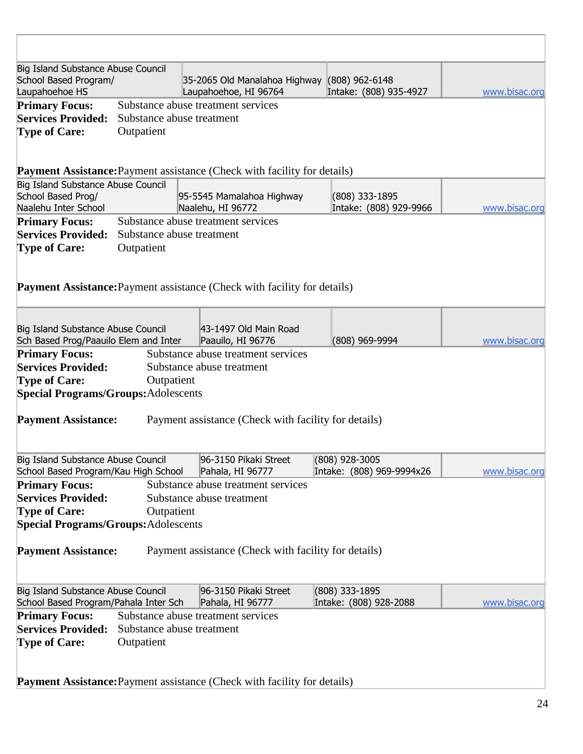| Big Island Substance Abuse Council School Based Program/ Laupahoehoe HS | 35-2065 Old Manalahoa Highway Laupahoehoe, HI 96764 | (808) 962-6148 Intake: (808) 935-4927 | www.bisac.org |
|---|---|---|---|

**Primary Focus:** Substance abuse treatment services
**Services Provided:** Substance abuse treatment
**Type of Care:** Outpatient

**Payment Assistance:** Payment assistance (Check with facility for details)

| Big Island Substance Abuse Council School Based Prog/ Naalehu Inter School | 95-5545 Mamalahoa Highway Naalehu, HI 96772 | (808) 333-1895 Intake: (808) 929-9966 | www.bisac.org |
|---|---|---|---|

**Primary Focus:** Substance abuse treatment services
**Services Provided:** Substance abuse treatment
**Type of Care:** Outpatient

**Payment Assistance:** Payment assistance (Check with facility for details)

| Big Island Substance Abuse Council Sch Based Prog/Paauilo Elem and Inter | 43-1497 Old Main Road Paauilo, HI 96776 | (808) 969-9994 | www.bisac.org |
|---|---|---|---|

**Primary Focus:** Substance abuse treatment services
**Services Provided:** Substance abuse treatment
**Type of Care:** Outpatient
**Special Programs/Groups:** Adolescents

**Payment Assistance:** Payment assistance (Check with facility for details)

| Big Island Substance Abuse Council School Based Program/Kau High School | 96-3150 Pikaki Street Pahala, HI 96777 | (808) 928-3005 Intake: (808) 969-9994x26 | www.bisac.org |
|---|---|---|---|

**Primary Focus:** Substance abuse treatment services
**Services Provided:** Substance abuse treatment
**Type of Care:** Outpatient
**Special Programs/Groups:** Adolescents

**Payment Assistance:** Payment assistance (Check with facility for details)

| Big Island Substance Abuse Council School Based Program/Pahala Inter Sch | 96-3150 Pikaki Street Pahala, HI 96777 | (808) 333-1895 Intake: (808) 928-2088 | www.bisac.org |
|---|---|---|---|

**Primary Focus:** Substance abuse treatment services
**Services Provided:** Substance abuse treatment
**Type of Care:** Outpatient

**Payment Assistance:** Payment assistance (Check with facility for details)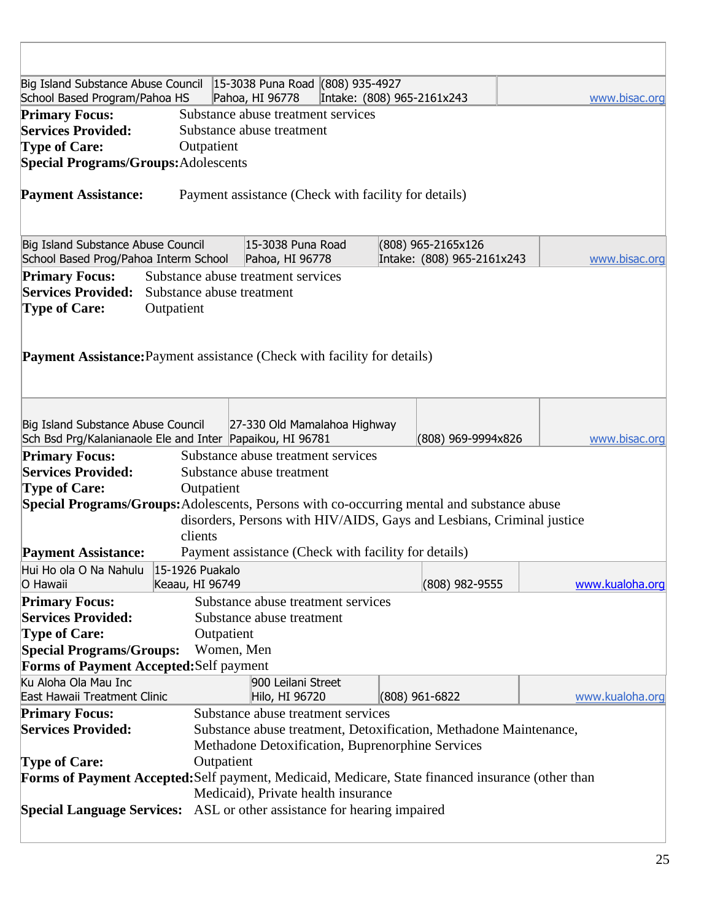| Big Island Substance Abuse Council<br>School Based Program/Pahoa HS | 15-3038 Puna Road<br>Pahoa, HI 96778 | (808) 935-4927<br>Intake: (808) 965-2161x243 | | www.bisac.org |
|---|---|---|---|---|

**Primary Focus:** Substance abuse treatment services
**Services Provided:** Substance abuse treatment
**Type of Care:** Outpatient
**Special Programs/Groups:** Adolescents

**Payment Assistance:** Payment assistance (Check with facility for details)

| Big Island Substance Abuse Council<br>School Based Prog/Pahoa Interm School | 15-3038 Puna Road<br>Pahoa, HI 96778 | (808) 965-2165x126<br>Intake: (808) 965-2161x243 | www.bisac.org |
|---|---|---|---|

**Primary Focus:** Substance abuse treatment services
**Services Provided:** Substance abuse treatment
**Type of Care:** Outpatient

**Payment Assistance:** Payment assistance (Check with facility for details)

| Big Island Substance Abuse Council<br>Sch Bsd Prg/Kalanianaole Ele and Inter | 27-330 Old Mamalahoa Highway<br>Papaikou, HI 96781 | (808) 969-9994x826 | www.bisac.org |
|---|---|---|---|

**Primary Focus:** Substance abuse treatment services
**Services Provided:** Substance abuse treatment
**Type of Care:** Outpatient
**Special Programs/Groups:** Adolescents, Persons with co-occurring mental and substance abuse disorders, Persons with HIV/AIDS, Gays and Lesbians, Criminal justice clients
**Payment Assistance:** Payment assistance (Check with facility for details)

| Hui Ho ola O Na Nahulu<br>O Hawaii | 15-1926 Puakalo<br>Keaau, HI 96749 | (808) 982-9555 | www.kualoha.org |
|---|---|---|---|

**Primary Focus:** Substance abuse treatment services
**Services Provided:** Substance abuse treatment
**Type of Care:** Outpatient
**Special Programs/Groups:** Women, Men
**Forms of Payment Accepted:** Self payment

| Ku Aloha Ola Mau Inc<br>East Hawaii Treatment Clinic | 900 Leilani Street<br>Hilo, HI 96720 | (808) 961-6822 | www.kualoha.org |
|---|---|---|---|

**Primary Focus:** Substance abuse treatment services
**Services Provided:** Substance abuse treatment, Detoxification, Methadone Maintenance, Methadone Detoxification, Buprenorphine Services
**Type of Care:** Outpatient
**Forms of Payment Accepted:** Self payment, Medicaid, Medicare, State financed insurance (other than Medicaid), Private health insurance
**Special Language Services:** ASL or other assistance for hearing impaired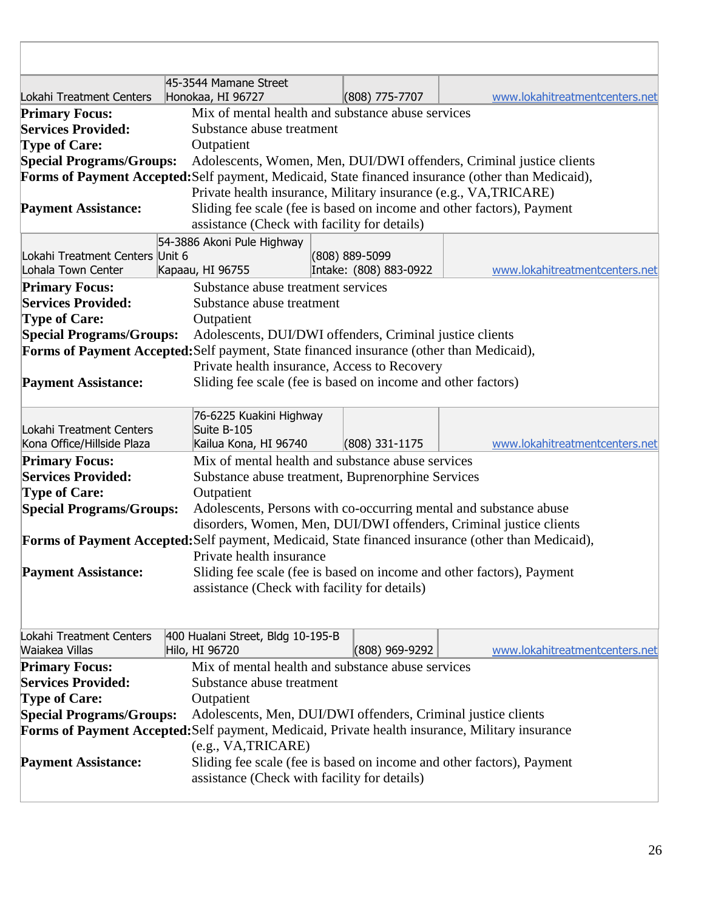| Lokahi Treatment Centers | 45-3544 Mamane Street<br>Honokaa, HI 96727 | (808) 775-7707 | www.lokahitreatmentcenters.net |
|---|---|---|---|

**Primary Focus:** Mix of mental health and substance abuse services
**Services Provided:** Substance abuse treatment
**Type of Care:** Outpatient
**Special Programs/Groups:** Adolescents, Women, Men, DUI/DWI offenders, Criminal justice clients
**Forms of Payment Accepted:** Self payment, Medicaid, State financed insurance (other than Medicaid), Private health insurance, Military insurance (e.g., VA,TRICARE)
**Payment Assistance:** Sliding fee scale (fee is based on income and other factors), Payment assistance (Check with facility for details)

| Lokahi Treatment Centers<br>Lohala Town Center | 54-3886 Akoni Pule Highway<br>Unit 6<br>Kapaau, HI 96755 | (808) 889-5099<br>Intake: (808) 883-0922 | www.lokahitreatmentcenters.net |
|---|---|---|---|

**Primary Focus:** Substance abuse treatment services
**Services Provided:** Substance abuse treatment
**Type of Care:** Outpatient
**Special Programs/Groups:** Adolescents, DUI/DWI offenders, Criminal justice clients
**Forms of Payment Accepted:** Self payment, State financed insurance (other than Medicaid), Private health insurance, Access to Recovery
**Payment Assistance:** Sliding fee scale (fee is based on income and other factors)

| Lokahi Treatment Centers<br>Kona Office/Hillside Plaza | 76-6225 Kuakini Highway<br>Suite B-105<br>Kailua Kona, HI 96740 | (808) 331-1175 | www.lokahitreatmentcenters.net |
|---|---|---|---|

**Primary Focus:** Mix of mental health and substance abuse services
**Services Provided:** Substance abuse treatment, Buprenorphine Services
**Type of Care:** Outpatient
**Special Programs/Groups:** Adolescents, Persons with co-occurring mental and substance abuse disorders, Women, Men, DUI/DWI offenders, Criminal justice clients
**Forms of Payment Accepted:** Self payment, Medicaid, State financed insurance (other than Medicaid), Private health insurance
**Payment Assistance:** Sliding fee scale (fee is based on income and other factors), Payment assistance (Check with facility for details)

| Lokahi Treatment Centers<br>Waiakea Villas | 400 Hualani Street, Bldg 10-195-B<br>Hilo, HI 96720 | (808) 969-9292 | www.lokahitreatmentcenters.net |
|---|---|---|---|

**Primary Focus:** Mix of mental health and substance abuse services
**Services Provided:** Substance abuse treatment
**Type of Care:** Outpatient
**Special Programs/Groups:** Adolescents, Men, DUI/DWI offenders, Criminal justice clients
**Forms of Payment Accepted:** Self payment, Medicaid, Private health insurance, Military insurance (e.g., VA,TRICARE)
**Payment Assistance:** Sliding fee scale (fee is based on income and other factors), Payment assistance (Check with facility for details)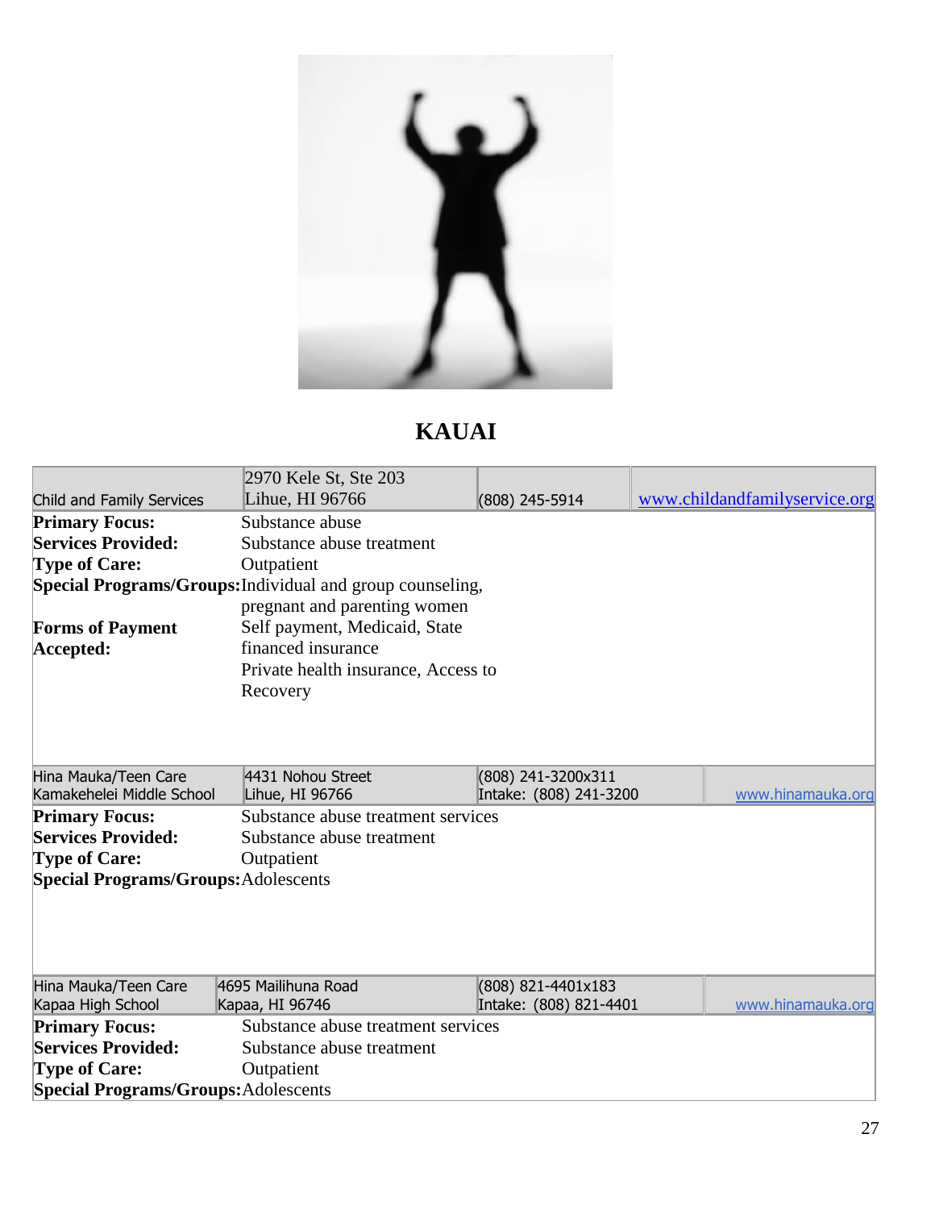# KAUAI

| Child and Family Services | 2970 Kele St, Ste 203<br>Lihue, HI 96766 | (808) 245-5914 | www.childandfamilyservice.org |
|---|---|---|---|

**Primary Focus:** Substance abuse
**Services Provided:** Substance abuse treatment
**Type of Care:** Outpatient
**Special Programs/Groups:** Individual and group counseling, pregnant and parenting women
**Forms of Payment Accepted:** Self payment, Medicaid, State financed insurance
Private health insurance, Access to Recovery

| Hina Mauka/Teen Care<br>Kamakehelei Middle School | 4431 Nohou Street<br>Lihue, HI 96766 | (808) 241-3200x311<br>Intake: (808) 241-3200 | www.hinamauka.org |
|---|---|---|---|

**Primary Focus:** Substance abuse treatment services
**Services Provided:** Substance abuse treatment
**Type of Care:** Outpatient
**Special Programs/Groups:** Adolescents

| Hina Mauka/Teen Care<br>Kapaa High School | 4695 Mailihuna Road<br>Kapaa, HI 96746 | (808) 821-4401x183<br>Intake: (808) 821-4401 | www.hinamauka.org |
|---|---|---|---|

**Primary Focus:** Substance abuse treatment services
**Services Provided:** Substance abuse treatment
**Type of Care:** Outpatient
**Special Programs/Groups:** Adolescents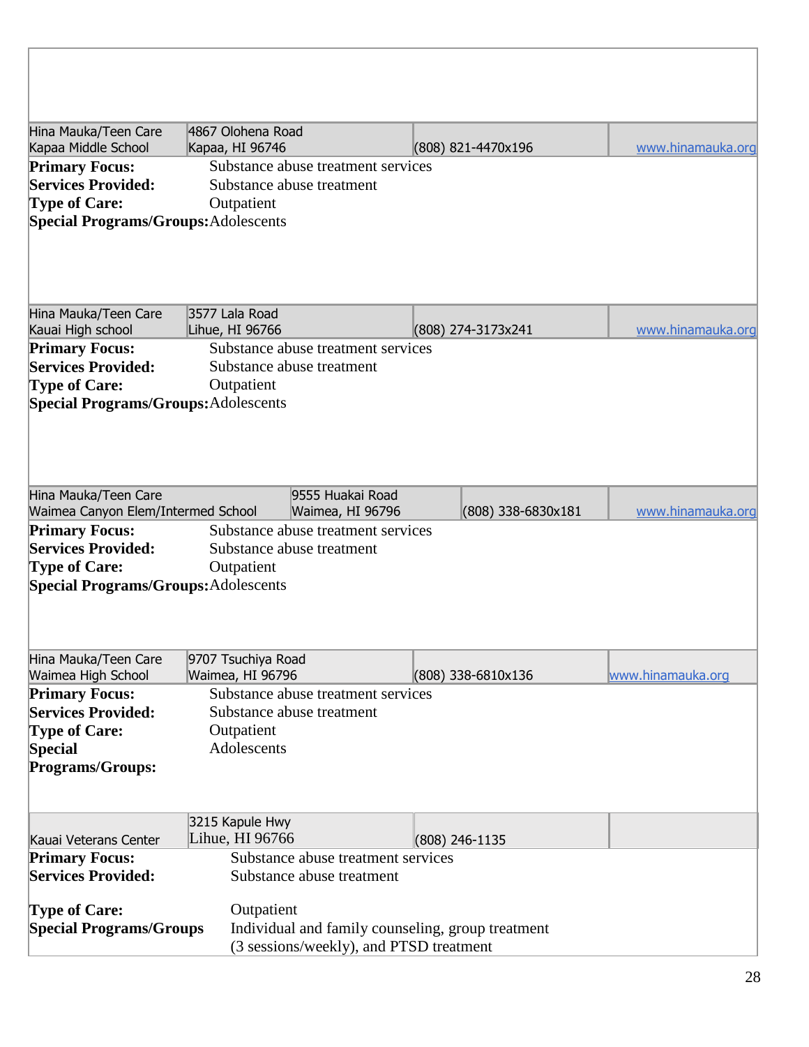| Hina Mauka/Teen Care<br>Kapaa Middle School | 4867 Olohena Road<br>Kapaa, HI 96746 | (808) 821-4470x196 | www.hinamauka.org |
|---|---|---|---|

**Primary Focus:** Substance abuse treatment services
**Services Provided:** Substance abuse treatment
**Type of Care:** Outpatient
**Special Programs/Groups:** Adolescents

| Hina Mauka/Teen Care<br>Kauai High school | 3577 Lala Road<br>Lihue, HI 96766 | (808) 274-3173x241 | www.hinamauka.org |
|---|---|---|---|

**Primary Focus:** Substance abuse treatment services
**Services Provided:** Substance abuse treatment
**Type of Care:** Outpatient
**Special Programs/Groups:** Adolescents

| Hina Mauka/Teen Care<br>Waimea Canyon Elem/Intermed School | 9555 Huakai Road<br>Waimea, HI 96796 | (808) 338-6830x181 | www.hinamauka.org |
|---|---|---|---|

**Primary Focus:** Substance abuse treatment services
**Services Provided:** Substance abuse treatment
**Type of Care:** Outpatient
**Special Programs/Groups:** Adolescents

| Hina Mauka/Teen Care<br>Waimea High School | 9707 Tsuchiya Road<br>Waimea, HI 96796 | (808) 338-6810x136 | www.hinamauka.org |
|---|---|---|---|

**Primary Focus:** Substance abuse treatment services
**Services Provided:** Substance abuse treatment
**Type of Care:** Outpatient
**Special Programs/Groups:** Adolescents

| Kauai Veterans Center | 3215 Kapule Hwy<br>Lihue, HI 96766 | (808) 246-1135 | |
|---|---|---|---|

**Primary Focus:** Substance abuse treatment services
**Services Provided:** Substance abuse treatment

**Type of Care:** Outpatient
**Special Programs/Groups** Individual and family counseling, group treatment (3 sessions/weekly), and PTSD treatment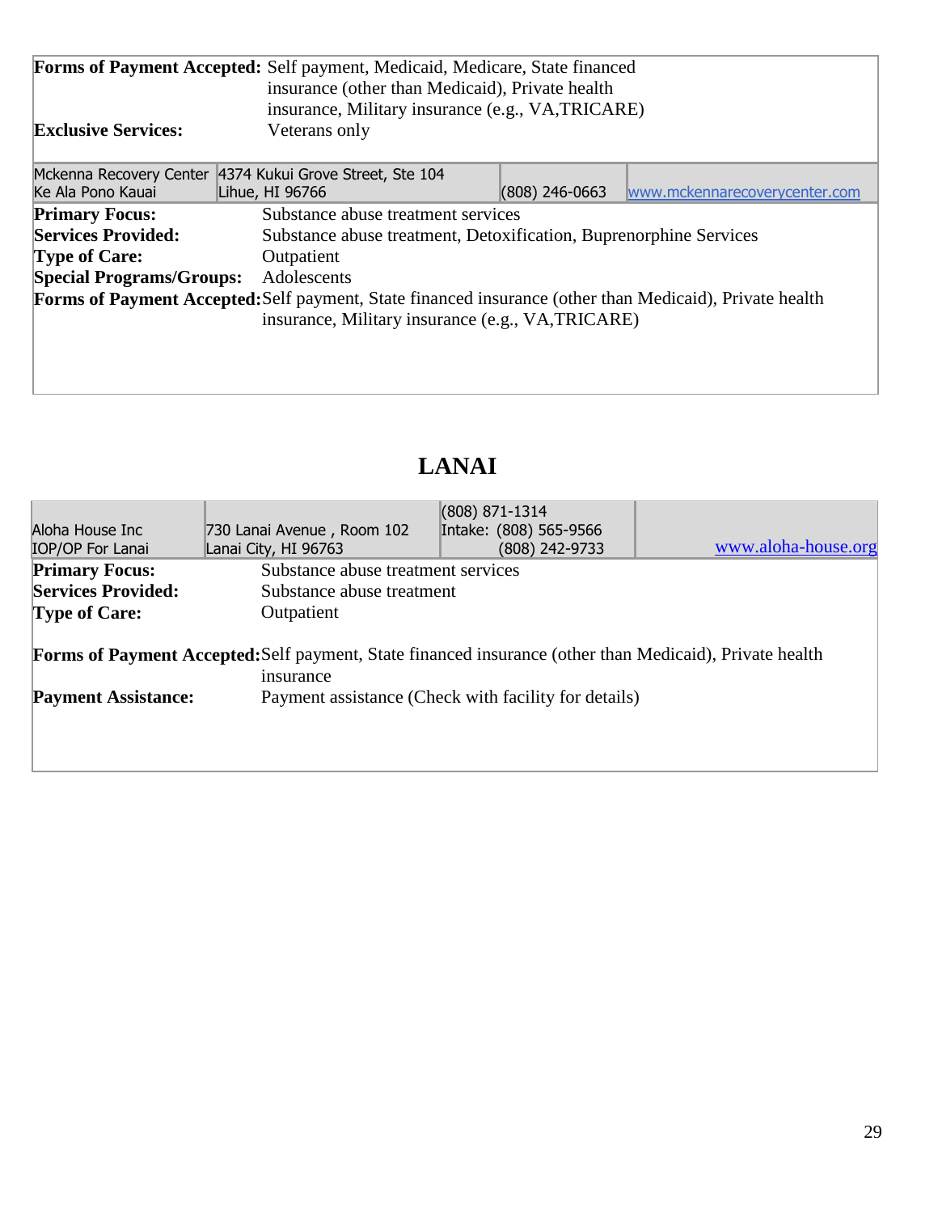**Forms of Payment Accepted:** Self payment, Medicaid, Medicare, State financed insurance (other than Medicaid), Private health insurance, Military insurance (e.g., VA,TRICARE)

**Exclusive Services:** Veterans only

| | | | |
|---|---|---|---|
| Mckenna Recovery Center<br>Ke Ala Pono Kauai | 4374 Kukui Grove Street, Ste 104<br>Lihue, HI 96766 | (808) 246-0663 | www.mckennarecoverycenter.com |

**Primary Focus:** Substance abuse treatment services

**Services Provided:** Substance abuse treatment, Detoxification, Buprenorphine Services

**Type of Care:** Outpatient

**Special Programs/Groups:** Adolescents

**Forms of Payment Accepted:** Self payment, State financed insurance (other than Medicaid), Private health insurance, Military insurance (e.g., VA,TRICARE)

# LANAI

| | | | |
|---|---|---|---|
| Aloha House Inc<br>IOP/OP For Lanai | 730 Lanai Avenue , Room 102<br>Lanai City, HI 96763 | (808) 871-1314<br>Intake: (808) 565-9566<br>(808) 242-9733 | www.aloha-house.org |

**Primary Focus:** Substance abuse treatment services

**Services Provided:** Substance abuse treatment

**Type of Care:** Outpatient

**Forms of Payment Accepted:** Self payment, State financed insurance (other than Medicaid), Private health insurance

**Payment Assistance:** Payment assistance (Check with facility for details)